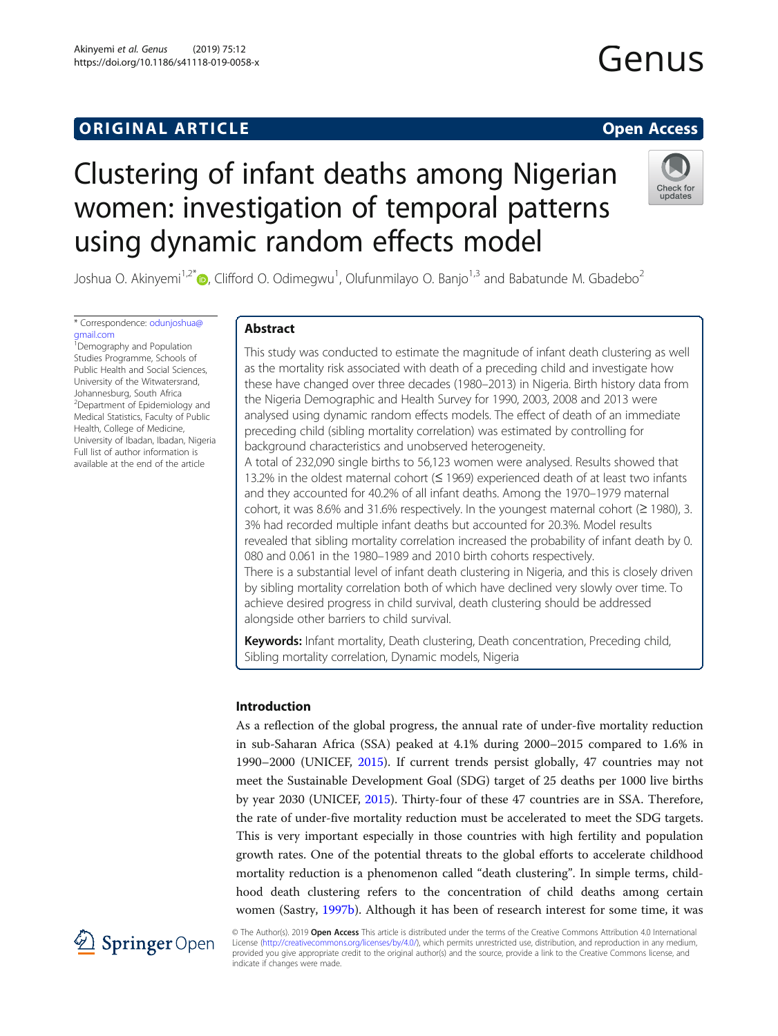ORIGINAL ARTICLE

Open Access

# Clustering of infant deaths among Nigerian women: investigation of temporal patterns using dynamic random effects model

Joshua O. Akinyemi[1,2*], Clifford O. Odimegwu[1], Olufunmilayo O. Banjo[1,3] and Babatunde M. Gbadebo[2]

\* Correspondence: odunjoshua@gmail.com

[1]Demography and Population Studies Programme, Schools of Public Health and Social Sciences, University of the Witwatersrand, Johannesburg, South Africa

[2]Department of Epidemiology and Medical Statistics, Faculty of Public Health, College of Medicine, University of Ibadan, Ibadan, Nigeria

Full list of author information is available at the end of the article

## Abstract

This study was conducted to estimate the magnitude of infant death clustering as well as the mortality risk associated with death of a preceding child and investigate how these have changed over three decades (1980–2013) in Nigeria. Birth history data from the Nigeria Demographic and Health Survey for 1990, 2003, 2008 and 2013 were analysed using dynamic random effects models. The effect of death of an immediate preceding child (sibling mortality correlation) was estimated by controlling for background characteristics and unobserved heterogeneity.

A total of 232,090 single births to 56,123 women were analysed. Results showed that 13.2% in the oldest maternal cohort (≤ 1969) experienced death of at least two infants and they accounted for 40.2% of all infant deaths. Among the 1970–1979 maternal cohort, it was 8.6% and 31.6% respectively. In the youngest maternal cohort (≥ 1980), 3.3% had recorded multiple infant deaths but accounted for 20.3%. Model results revealed that sibling mortality correlation increased the probability of infant death by 0.080 and 0.061 in the 1980–1989 and 2010 birth cohorts respectively.

There is a substantial level of infant death clustering in Nigeria, and this is closely driven by sibling mortality correlation both of which have declined very slowly over time. To achieve desired progress in child survival, death clustering should be addressed alongside other barriers to child survival.

**Keywords:** Infant mortality, Death clustering, Death concentration, Preceding child, Sibling mortality correlation, Dynamic models, Nigeria

## Introduction

As a reflection of the global progress, the annual rate of under-five mortality reduction in sub-Saharan Africa (SSA) peaked at 4.1% during 2000–2015 compared to 1.6% in 1990–2000 (UNICEF, 2015). If current trends persist globally, 47 countries may not meet the Sustainable Development Goal (SDG) target of 25 deaths per 1000 live births by year 2030 (UNICEF, 2015). Thirty-four of these 47 countries are in SSA. Therefore, the rate of under-five mortality reduction must be accelerated to meet the SDG targets. This is very important especially in those countries with high fertility and population growth rates. One of the potential threats to the global efforts to accelerate childhood mortality reduction is a phenomenon called "death clustering". In simple terms, childhood death clustering refers to the concentration of child deaths among certain women (Sastry, 1997b). Although it has been of research interest for some time, it was

© The Author(s). 2019 **Open Access** This article is distributed under the terms of the Creative Commons Attribution 4.0 International License (http://creativecommons.org/licenses/by/4.0/), which permits unrestricted use, distribution, and reproduction in any medium, provided you give appropriate credit to the original author(s) and the source, provide a link to the Creative Commons license, and indicate if changes were made.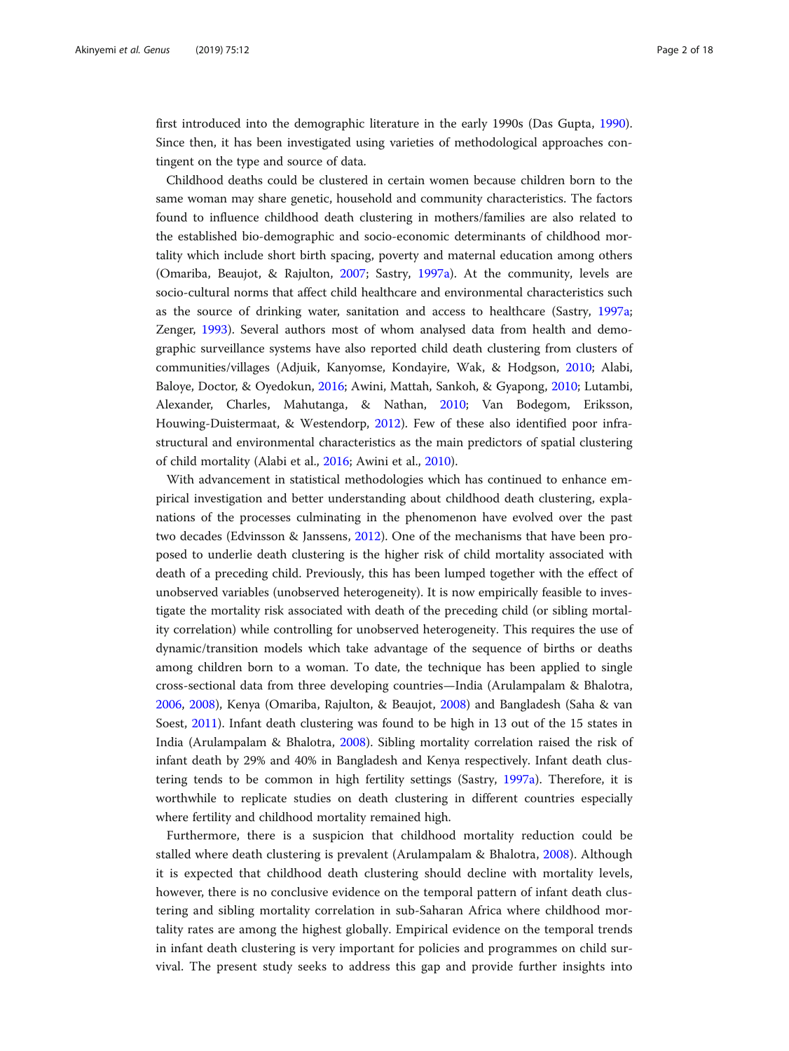first introduced into the demographic literature in the early 1990s (Das Gupta, 1990). Since then, it has been investigated using varieties of methodological approaches contingent on the type and source of data.

Childhood deaths could be clustered in certain women because children born to the same woman may share genetic, household and community characteristics. The factors found to influence childhood death clustering in mothers/families are also related to the established bio-demographic and socio-economic determinants of childhood mortality which include short birth spacing, poverty and maternal education among others (Omariba, Beaujot, & Rajulton, 2007; Sastry, 1997a). At the community, levels are socio-cultural norms that affect child healthcare and environmental characteristics such as the source of drinking water, sanitation and access to healthcare (Sastry, 1997a; Zenger, 1993). Several authors most of whom analysed data from health and demographic surveillance systems have also reported child death clustering from clusters of communities/villages (Adjuik, Kanyomse, Kondayire, Wak, & Hodgson, 2010; Alabi, Baloye, Doctor, & Oyedokun, 2016; Awini, Mattah, Sankoh, & Gyapong, 2010; Lutambi, Alexander, Charles, Mahutanga, & Nathan, 2010; Van Bodegom, Eriksson, Houwing-Duistermaat, & Westendorp, 2012). Few of these also identified poor infrastructural and environmental characteristics as the main predictors of spatial clustering of child mortality (Alabi et al., 2016; Awini et al., 2010).

With advancement in statistical methodologies which has continued to enhance empirical investigation and better understanding about childhood death clustering, explanations of the processes culminating in the phenomenon have evolved over the past two decades (Edvinsson & Janssens, 2012). One of the mechanisms that have been proposed to underlie death clustering is the higher risk of child mortality associated with death of a preceding child. Previously, this has been lumped together with the effect of unobserved variables (unobserved heterogeneity). It is now empirically feasible to investigate the mortality risk associated with death of the preceding child (or sibling mortality correlation) while controlling for unobserved heterogeneity. This requires the use of dynamic/transition models which take advantage of the sequence of births or deaths among children born to a woman. To date, the technique has been applied to single cross-sectional data from three developing countries—India (Arulampalam & Bhalotra, 2006, 2008), Kenya (Omariba, Rajulton, & Beaujot, 2008) and Bangladesh (Saha & van Soest, 2011). Infant death clustering was found to be high in 13 out of the 15 states in India (Arulampalam & Bhalotra, 2008). Sibling mortality correlation raised the risk of infant death by 29% and 40% in Bangladesh and Kenya respectively. Infant death clustering tends to be common in high fertility settings (Sastry, 1997a). Therefore, it is worthwhile to replicate studies on death clustering in different countries especially where fertility and childhood mortality remained high.

Furthermore, there is a suspicion that childhood mortality reduction could be stalled where death clustering is prevalent (Arulampalam & Bhalotra, 2008). Although it is expected that childhood death clustering should decline with mortality levels, however, there is no conclusive evidence on the temporal pattern of infant death clustering and sibling mortality correlation in sub-Saharan Africa where childhood mortality rates are among the highest globally. Empirical evidence on the temporal trends in infant death clustering is very important for policies and programmes on child survival. The present study seeks to address this gap and provide further insights into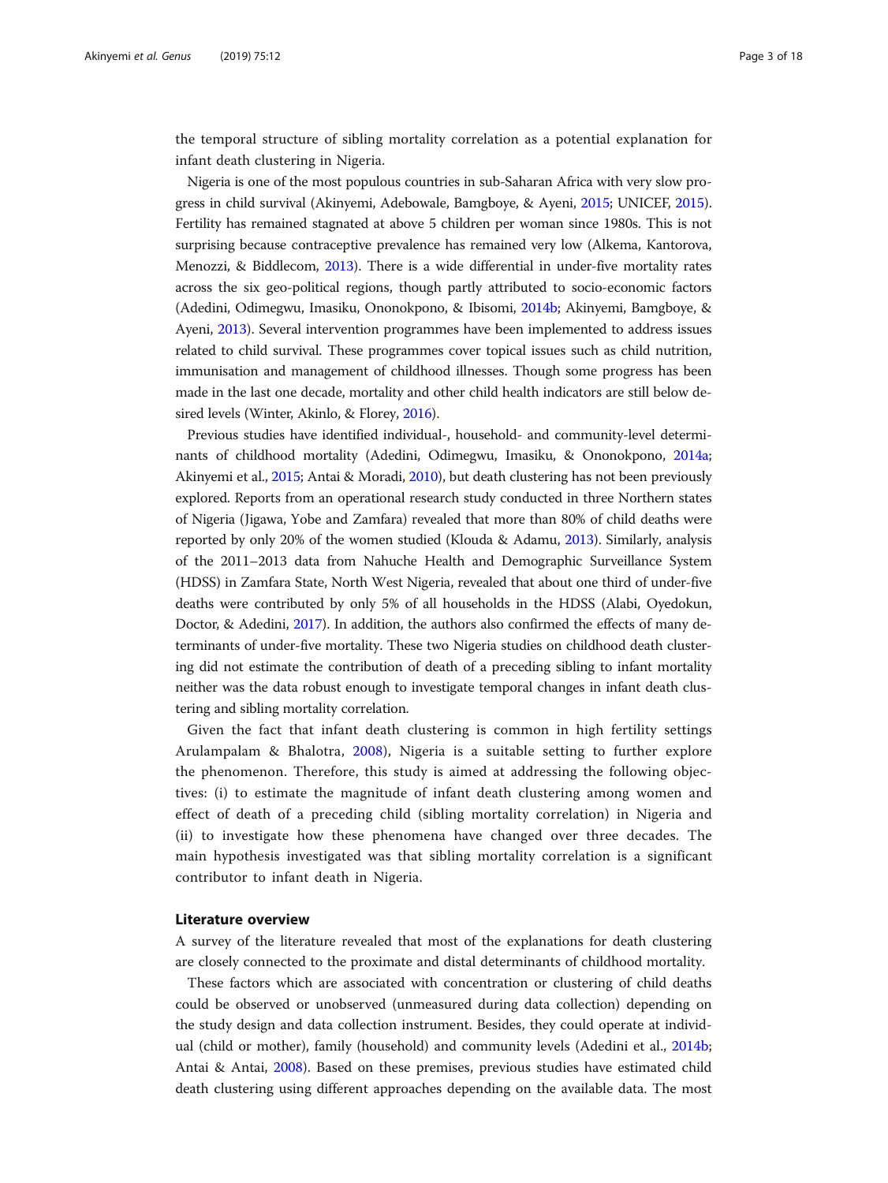the temporal structure of sibling mortality correlation as a potential explanation for infant death clustering in Nigeria.

Nigeria is one of the most populous countries in sub-Saharan Africa with very slow progress in child survival (Akinyemi, Adebowale, Bamgboye, & Ayeni, 2015; UNICEF, 2015). Fertility has remained stagnated at above 5 children per woman since 1980s. This is not surprising because contraceptive prevalence has remained very low (Alkema, Kantorova, Menozzi, & Biddlecom, 2013). There is a wide differential in under-five mortality rates across the six geo-political regions, though partly attributed to socio-economic factors (Adedini, Odimegwu, Imasiku, Ononokpono, & Ibisomi, 2014b; Akinyemi, Bamgboye, & Ayeni, 2013). Several intervention programmes have been implemented to address issues related to child survival. These programmes cover topical issues such as child nutrition, immunisation and management of childhood illnesses. Though some progress has been made in the last one decade, mortality and other child health indicators are still below desired levels (Winter, Akinlo, & Florey, 2016).

Previous studies have identified individual-, household- and community-level determinants of childhood mortality (Adedini, Odimegwu, Imasiku, & Ononokpono, 2014a; Akinyemi et al., 2015; Antai & Moradi, 2010), but death clustering has not been previously explored. Reports from an operational research study conducted in three Northern states of Nigeria (Jigawa, Yobe and Zamfara) revealed that more than 80% of child deaths were reported by only 20% of the women studied (Klouda & Adamu, 2013). Similarly, analysis of the 2011–2013 data from Nahuche Health and Demographic Surveillance System (HDSS) in Zamfara State, North West Nigeria, revealed that about one third of under-five deaths were contributed by only 5% of all households in the HDSS (Alabi, Oyedokun, Doctor, & Adedini, 2017). In addition, the authors also confirmed the effects of many determinants of under-five mortality. These two Nigeria studies on childhood death clustering did not estimate the contribution of death of a preceding sibling to infant mortality neither was the data robust enough to investigate temporal changes in infant death clustering and sibling mortality correlation.

Given the fact that infant death clustering is common in high fertility settings Arulampalam & Bhalotra, 2008), Nigeria is a suitable setting to further explore the phenomenon. Therefore, this study is aimed at addressing the following objectives: (i) to estimate the magnitude of infant death clustering among women and effect of death of a preceding child (sibling mortality correlation) in Nigeria and (ii) to investigate how these phenomena have changed over three decades. The main hypothesis investigated was that sibling mortality correlation is a significant contributor to infant death in Nigeria.

## Literature overview

A survey of the literature revealed that most of the explanations for death clustering are closely connected to the proximate and distal determinants of childhood mortality.

These factors which are associated with concentration or clustering of child deaths could be observed or unobserved (unmeasured during data collection) depending on the study design and data collection instrument. Besides, they could operate at individual (child or mother), family (household) and community levels (Adedini et al., 2014b; Antai & Antai, 2008). Based on these premises, previous studies have estimated child death clustering using different approaches depending on the available data. The most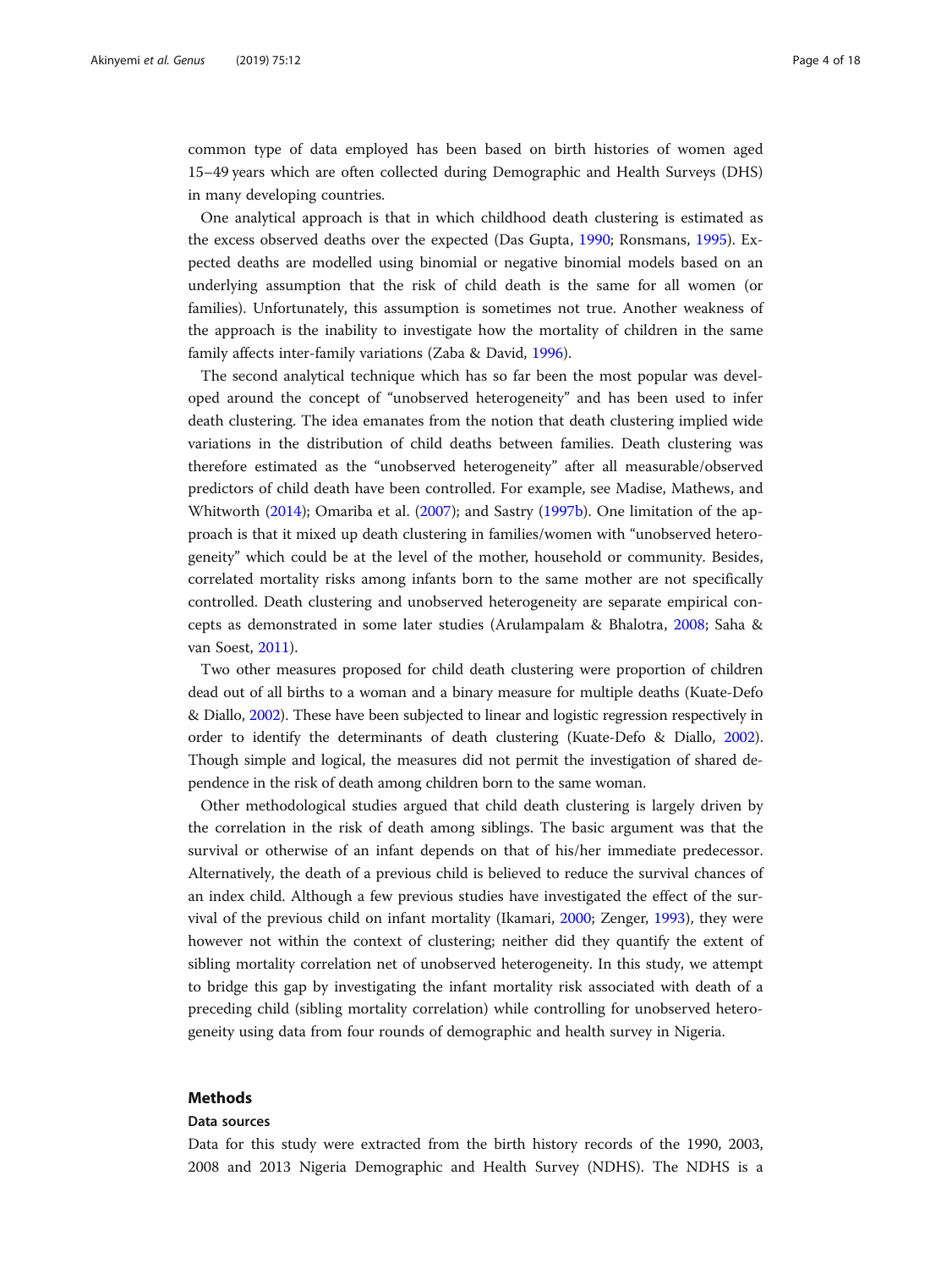common type of data employed has been based on birth histories of women aged 15–49 years which are often collected during Demographic and Health Surveys (DHS) in many developing countries.

One analytical approach is that in which childhood death clustering is estimated as the excess observed deaths over the expected (Das Gupta, 1990; Ronsmans, 1995). Expected deaths are modelled using binomial or negative binomial models based on an underlying assumption that the risk of child death is the same for all women (or families). Unfortunately, this assumption is sometimes not true. Another weakness of the approach is the inability to investigate how the mortality of children in the same family affects inter-family variations (Zaba & David, 1996).

The second analytical technique which has so far been the most popular was developed around the concept of "unobserved heterogeneity" and has been used to infer death clustering. The idea emanates from the notion that death clustering implied wide variations in the distribution of child deaths between families. Death clustering was therefore estimated as the "unobserved heterogeneity" after all measurable/observed predictors of child death have been controlled. For example, see Madise, Mathews, and Whitworth (2014); Omariba et al. (2007); and Sastry (1997b). One limitation of the approach is that it mixed up death clustering in families/women with "unobserved heterogeneity" which could be at the level of the mother, household or community. Besides, correlated mortality risks among infants born to the same mother are not specifically controlled. Death clustering and unobserved heterogeneity are separate empirical concepts as demonstrated in some later studies (Arulampalam & Bhalotra, 2008; Saha & van Soest, 2011).

Two other measures proposed for child death clustering were proportion of children dead out of all births to a woman and a binary measure for multiple deaths (Kuate-Defo & Diallo, 2002). These have been subjected to linear and logistic regression respectively in order to identify the determinants of death clustering (Kuate-Defo & Diallo, 2002). Though simple and logical, the measures did not permit the investigation of shared dependence in the risk of death among children born to the same woman.

Other methodological studies argued that child death clustering is largely driven by the correlation in the risk of death among siblings. The basic argument was that the survival or otherwise of an infant depends on that of his/her immediate predecessor. Alternatively, the death of a previous child is believed to reduce the survival chances of an index child. Although a few previous studies have investigated the effect of the survival of the previous child on infant mortality (Ikamari, 2000; Zenger, 1993), they were however not within the context of clustering; neither did they quantify the extent of sibling mortality correlation net of unobserved heterogeneity. In this study, we attempt to bridge this gap by investigating the infant mortality risk associated with death of a preceding child (sibling mortality correlation) while controlling for unobserved heterogeneity using data from four rounds of demographic and health survey in Nigeria.

## Methods

### Data sources

Data for this study were extracted from the birth history records of the 1990, 2003, 2008 and 2013 Nigeria Demographic and Health Survey (NDHS). The NDHS is a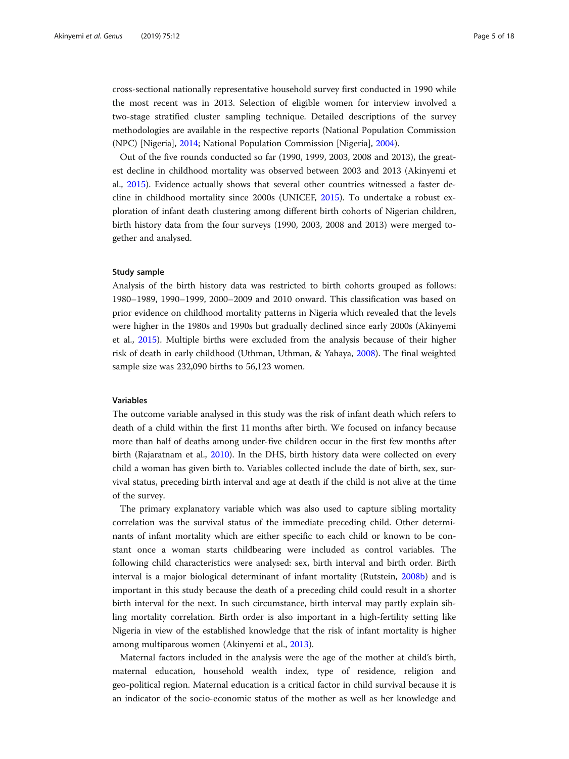cross-sectional nationally representative household survey first conducted in 1990 while the most recent was in 2013. Selection of eligible women for interview involved a two-stage stratified cluster sampling technique. Detailed descriptions of the survey methodologies are available in the respective reports (National Population Commission (NPC) [Nigeria], 2014; National Population Commission [Nigeria], 2004).

Out of the five rounds conducted so far (1990, 1999, 2003, 2008 and 2013), the greatest decline in childhood mortality was observed between 2003 and 2013 (Akinyemi et al., 2015). Evidence actually shows that several other countries witnessed a faster decline in childhood mortality since 2000s (UNICEF, 2015). To undertake a robust exploration of infant death clustering among different birth cohorts of Nigerian children, birth history data from the four surveys (1990, 2003, 2008 and 2013) were merged together and analysed.

### Study sample

Analysis of the birth history data was restricted to birth cohorts grouped as follows: 1980–1989, 1990–1999, 2000–2009 and 2010 onward. This classification was based on prior evidence on childhood mortality patterns in Nigeria which revealed that the levels were higher in the 1980s and 1990s but gradually declined since early 2000s (Akinyemi et al., 2015). Multiple births were excluded from the analysis because of their higher risk of death in early childhood (Uthman, Uthman, & Yahaya, 2008). The final weighted sample size was 232,090 births to 56,123 women.

### Variables

The outcome variable analysed in this study was the risk of infant death which refers to death of a child within the first 11 months after birth. We focused on infancy because more than half of deaths among under-five children occur in the first few months after birth (Rajaratnam et al., 2010). In the DHS, birth history data were collected on every child a woman has given birth to. Variables collected include the date of birth, sex, survival status, preceding birth interval and age at death if the child is not alive at the time of the survey.

The primary explanatory variable which was also used to capture sibling mortality correlation was the survival status of the immediate preceding child. Other determinants of infant mortality which are either specific to each child or known to be constant once a woman starts childbearing were included as control variables. The following child characteristics were analysed: sex, birth interval and birth order. Birth interval is a major biological determinant of infant mortality (Rutstein, 2008b) and is important in this study because the death of a preceding child could result in a shorter birth interval for the next. In such circumstance, birth interval may partly explain sibling mortality correlation. Birth order is also important in a high-fertility setting like Nigeria in view of the established knowledge that the risk of infant mortality is higher among multiparous women (Akinyemi et al., 2013).

Maternal factors included in the analysis were the age of the mother at child's birth, maternal education, household wealth index, type of residence, religion and geo-political region. Maternal education is a critical factor in child survival because it is an indicator of the socio-economic status of the mother as well as her knowledge and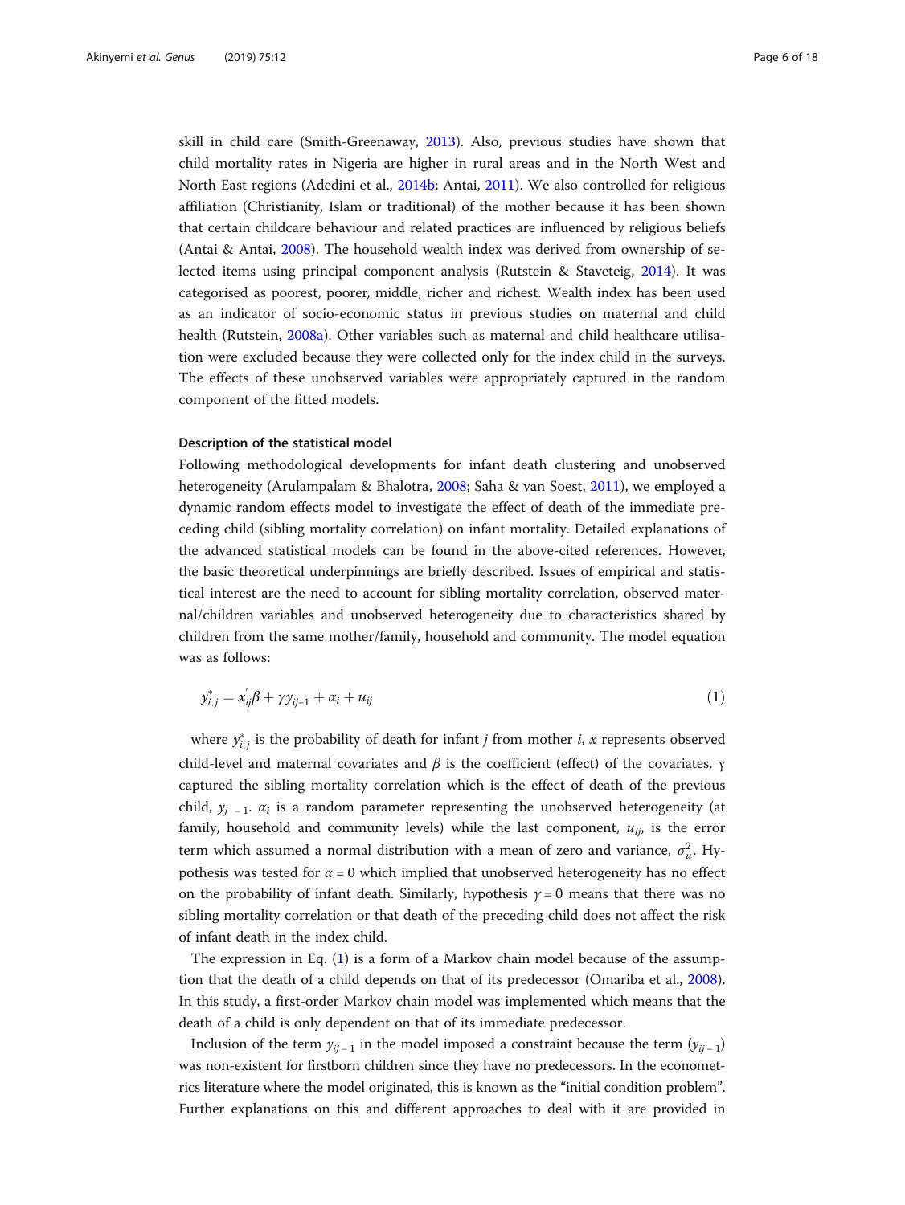skill in child care (Smith-Greenaway, 2013). Also, previous studies have shown that child mortality rates in Nigeria are higher in rural areas and in the North West and North East regions (Adedini et al., 2014b; Antai, 2011). We also controlled for religious affiliation (Christianity, Islam or traditional) of the mother because it has been shown that certain childcare behaviour and related practices are influenced by religious beliefs (Antai & Antai, 2008). The household wealth index was derived from ownership of selected items using principal component analysis (Rutstein & Staveteig, 2014). It was categorised as poorest, poorer, middle, richer and richest. Wealth index has been used as an indicator of socio-economic status in previous studies on maternal and child health (Rutstein, 2008a). Other variables such as maternal and child healthcare utilisation were excluded because they were collected only for the index child in the surveys. The effects of these unobserved variables were appropriately captured in the random component of the fitted models.

#### Description of the statistical model

Following methodological developments for infant death clustering and unobserved heterogeneity (Arulampalam & Bhalotra, 2008; Saha & van Soest, 2011), we employed a dynamic random effects model to investigate the effect of death of the immediate preceding child (sibling mortality correlation) on infant mortality. Detailed explanations of the advanced statistical models can be found in the above-cited references. However, the basic theoretical underpinnings are briefly described. Issues of empirical and statistical interest are the need to account for sibling mortality correlation, observed maternal/children variables and unobserved heterogeneity due to characteristics shared by children from the same mother/family, household and community. The model equation was as follows:

$$y^{*}_{i,j} = x^{'}_{ij}\beta + \gamma y_{ij-1} + \alpha_i + u_{ij} \tag{1}$$

where $y^{*}_{i,j}$ is the probability of death for infant $j$ from mother $i$, $x$ represents observed child-level and maternal covariates and $\beta$ is the coefficient (effect) of the covariates. γ captured the sibling mortality correlation which is the effect of death of the previous child, $y_{j-1}$. $\alpha_i$ is a random parameter representing the unobserved heterogeneity (at family, household and community levels) while the last component, $u_{ij}$, is the error term which assumed a normal distribution with a mean of zero and variance, $\sigma^2_u$. Hypothesis was tested for $\alpha = 0$ which implied that unobserved heterogeneity has no effect on the probability of infant death. Similarly, hypothesis $\gamma = 0$ means that there was no sibling mortality correlation or that death of the preceding child does not affect the risk of infant death in the index child.

The expression in Eq. (1) is a form of a Markov chain model because of the assumption that the death of a child depends on that of its predecessor (Omariba et al., 2008). In this study, a first-order Markov chain model was implemented which means that the death of a child is only dependent on that of its immediate predecessor.

Inclusion of the term $y_{ij-1}$ in the model imposed a constraint because the term ($y_{ij-1}$) was non-existent for firstborn children since they have no predecessors. In the econometrics literature where the model originated, this is known as the "initial condition problem". Further explanations on this and different approaches to deal with it are provided in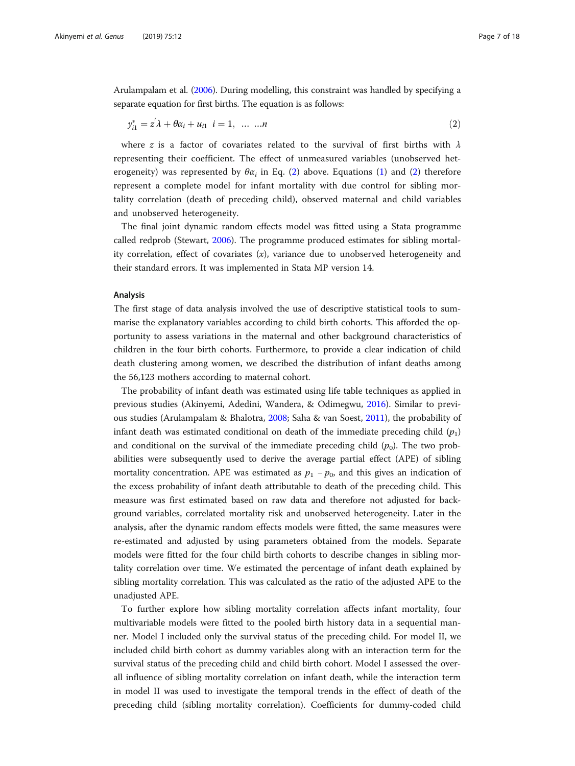Arulampalam et al. (2006). During modelling, this constraint was handled by specifying a separate equation for first births. The equation is as follows:

$$y_{i1}^{*} = z^{'}\lambda + \theta\alpha_i + u_{i1} \quad i = 1, \ \ldots \ \ldots n \tag{2}$$

where $z$ is a factor of covariates related to the survival of first births with $\lambda$ representing their coefficient. The effect of unmeasured variables (unobserved heterogeneity) was represented by $\theta\alpha_i$ in Eq. (2) above. Equations (1) and (2) therefore represent a complete model for infant mortality with due control for sibling mortality correlation (death of preceding child), observed maternal and child variables and unobserved heterogeneity.

The final joint dynamic random effects model was fitted using a Stata programme called redprob (Stewart, 2006). The programme produced estimates for sibling mortality correlation, effect of covariates ($x$), variance due to unobserved heterogeneity and their standard errors. It was implemented in Stata MP version 14.

#### Analysis

The first stage of data analysis involved the use of descriptive statistical tools to summarise the explanatory variables according to child birth cohorts. This afforded the opportunity to assess variations in the maternal and other background characteristics of children in the four birth cohorts. Furthermore, to provide a clear indication of child death clustering among women, we described the distribution of infant deaths among the 56,123 mothers according to maternal cohort.

The probability of infant death was estimated using life table techniques as applied in previous studies (Akinyemi, Adedini, Wandera, & Odimegwu, 2016). Similar to previous studies (Arulampalam & Bhalotra, 2008; Saha & van Soest, 2011), the probability of infant death was estimated conditional on death of the immediate preceding child ($p_1$) and conditional on the survival of the immediate preceding child ($p_0$). The two probabilities were subsequently used to derive the average partial effect (APE) of sibling mortality concentration. APE was estimated as $p_1 - p_0$, and this gives an indication of the excess probability of infant death attributable to death of the preceding child. This measure was first estimated based on raw data and therefore not adjusted for background variables, correlated mortality risk and unobserved heterogeneity. Later in the analysis, after the dynamic random effects models were fitted, the same measures were re-estimated and adjusted by using parameters obtained from the models. Separate models were fitted for the four child birth cohorts to describe changes in sibling mortality correlation over time. We estimated the percentage of infant death explained by sibling mortality correlation. This was calculated as the ratio of the adjusted APE to the unadjusted APE.

To further explore how sibling mortality correlation affects infant mortality, four multivariable models were fitted to the pooled birth history data in a sequential manner. Model I included only the survival status of the preceding child. For model II, we included child birth cohort as dummy variables along with an interaction term for the survival status of the preceding child and child birth cohort. Model I assessed the overall influence of sibling mortality correlation on infant death, while the interaction term in model II was used to investigate the temporal trends in the effect of death of the preceding child (sibling mortality correlation). Coefficients for dummy-coded child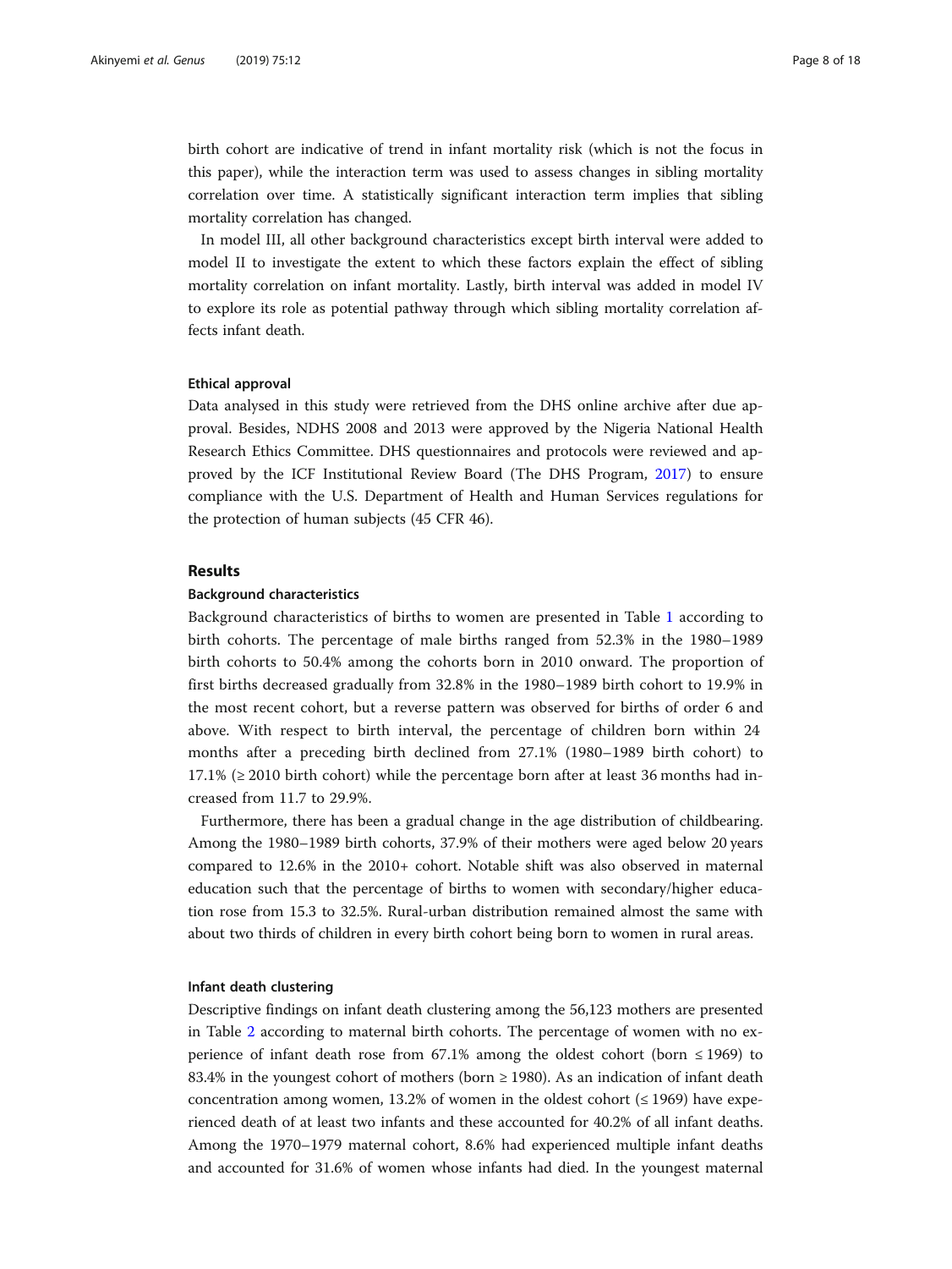birth cohort are indicative of trend in infant mortality risk (which is not the focus in this paper), while the interaction term was used to assess changes in sibling mortality correlation over time. A statistically significant interaction term implies that sibling mortality correlation has changed.

In model III, all other background characteristics except birth interval were added to model II to investigate the extent to which these factors explain the effect of sibling mortality correlation on infant mortality. Lastly, birth interval was added in model IV to explore its role as potential pathway through which sibling mortality correlation affects infant death.

#### Ethical approval

Data analysed in this study were retrieved from the DHS online archive after due approval. Besides, NDHS 2008 and 2013 were approved by the Nigeria National Health Research Ethics Committee. DHS questionnaires and protocols were reviewed and approved by the ICF Institutional Review Board (The DHS Program, 2017) to ensure compliance with the U.S. Department of Health and Human Services regulations for the protection of human subjects (45 CFR 46).

## Results

#### Background characteristics

Background characteristics of births to women are presented in Table 1 according to birth cohorts. The percentage of male births ranged from 52.3% in the 1980–1989 birth cohorts to 50.4% among the cohorts born in 2010 onward. The proportion of first births decreased gradually from 32.8% in the 1980–1989 birth cohort to 19.9% in the most recent cohort, but a reverse pattern was observed for births of order 6 and above. With respect to birth interval, the percentage of children born within 24 months after a preceding birth declined from 27.1% (1980–1989 birth cohort) to 17.1% (≥ 2010 birth cohort) while the percentage born after at least 36 months had increased from 11.7 to 29.9%.

Furthermore, there has been a gradual change in the age distribution of childbearing. Among the 1980–1989 birth cohorts, 37.9% of their mothers were aged below 20 years compared to 12.6% in the 2010+ cohort. Notable shift was also observed in maternal education such that the percentage of births to women with secondary/higher education rose from 15.3 to 32.5%. Rural-urban distribution remained almost the same with about two thirds of children in every birth cohort being born to women in rural areas.

#### Infant death clustering

Descriptive findings on infant death clustering among the 56,123 mothers are presented in Table 2 according to maternal birth cohorts. The percentage of women with no experience of infant death rose from 67.1% among the oldest cohort (born ≤ 1969) to 83.4% in the youngest cohort of mothers (born ≥ 1980). As an indication of infant death concentration among women, 13.2% of women in the oldest cohort (≤ 1969) have experienced death of at least two infants and these accounted for 40.2% of all infant deaths. Among the 1970–1979 maternal cohort, 8.6% had experienced multiple infant deaths and accounted for 31.6% of women whose infants had died. In the youngest maternal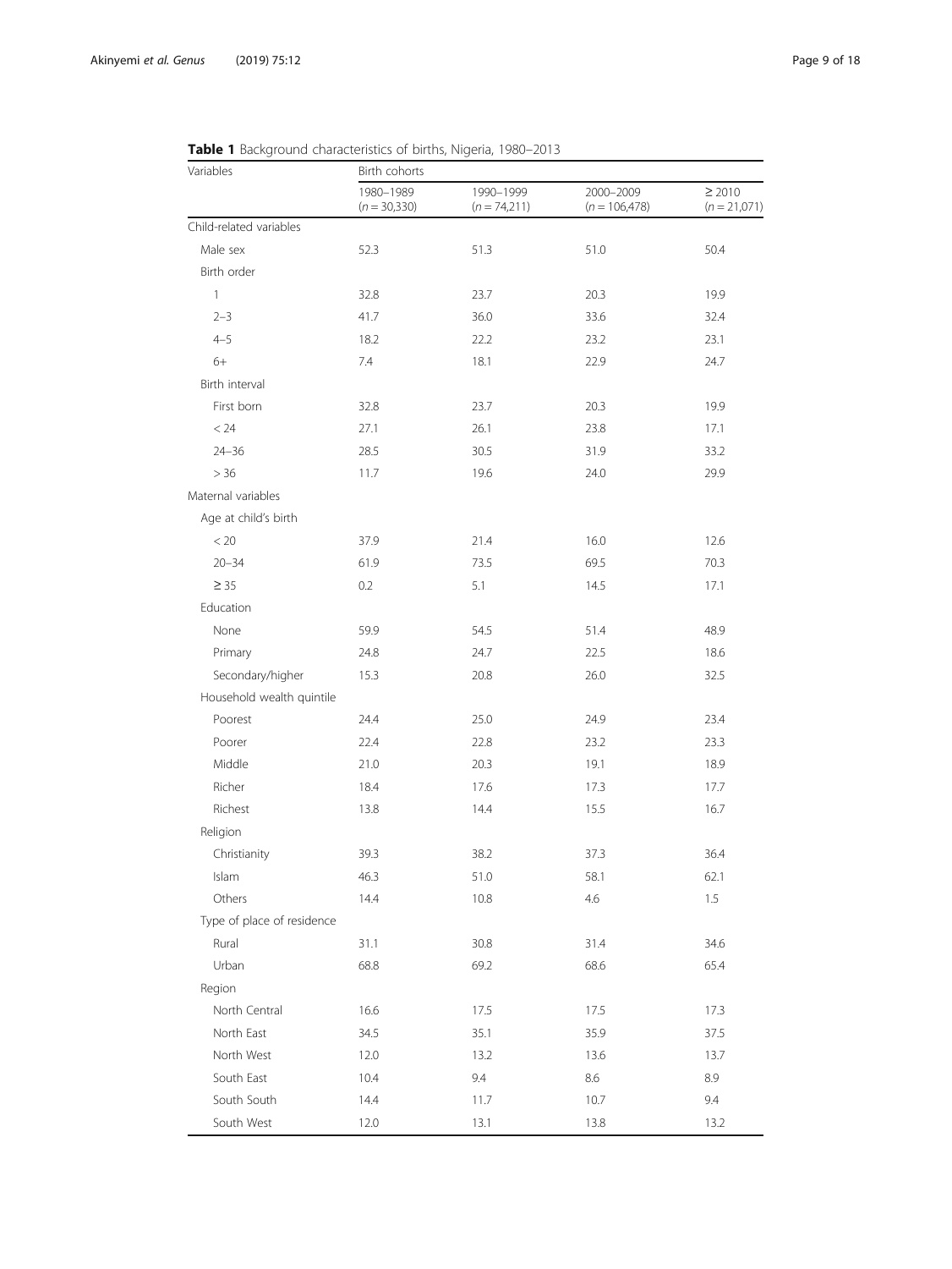**Table 1** Background characteristics of births, Nigeria, 1980–2013

| Variables | Birth cohorts | | | |
|---|---|---|---|---|
| | 1980–1989 ($n = 30,330$) | 1990–1999 ($n = 74,211$) | 2000–2009 ($n = 106,478$) | ≥ 2010 ($n = 21,071$) |
| Child-related variables | | | | |
| Male sex | 52.3 | 51.3 | 51.0 | 50.4 |
| Birth order | | | | |
| 1 | 32.8 | 23.7 | 20.3 | 19.9 |
| 2–3 | 41.7 | 36.0 | 33.6 | 32.4 |
| 4–5 | 18.2 | 22.2 | 23.2 | 23.1 |
| 6+ | 7.4 | 18.1 | 22.9 | 24.7 |
| Birth interval | | | | |
| First born | 32.8 | 23.7 | 20.3 | 19.9 |
| < 24 | 27.1 | 26.1 | 23.8 | 17.1 |
| 24–36 | 28.5 | 30.5 | 31.9 | 33.2 |
| > 36 | 11.7 | 19.6 | 24.0 | 29.9 |
| Maternal variables | | | | |
| Age at child's birth | | | | |
| < 20 | 37.9 | 21.4 | 16.0 | 12.6 |
| 20–34 | 61.9 | 73.5 | 69.5 | 70.3 |
| ≥ 35 | 0.2 | 5.1 | 14.5 | 17.1 |
| Education | | | | |
| None | 59.9 | 54.5 | 51.4 | 48.9 |
| Primary | 24.8 | 24.7 | 22.5 | 18.6 |
| Secondary/higher | 15.3 | 20.8 | 26.0 | 32.5 |
| Household wealth quintile | | | | |
| Poorest | 24.4 | 25.0 | 24.9 | 23.4 |
| Poorer | 22.4 | 22.8 | 23.2 | 23.3 |
| Middle | 21.0 | 20.3 | 19.1 | 18.9 |
| Richer | 18.4 | 17.6 | 17.3 | 17.7 |
| Richest | 13.8 | 14.4 | 15.5 | 16.7 |
| Religion | | | | |
| Christianity | 39.3 | 38.2 | 37.3 | 36.4 |
| Islam | 46.3 | 51.0 | 58.1 | 62.1 |
| Others | 14.4 | 10.8 | 4.6 | 1.5 |
| Type of place of residence | | | | |
| Rural | 31.1 | 30.8 | 31.4 | 34.6 |
| Urban | 68.8 | 69.2 | 68.6 | 65.4 |
| Region | | | | |
| North Central | 16.6 | 17.5 | 17.5 | 17.3 |
| North East | 34.5 | 35.1 | 35.9 | 37.5 |
| North West | 12.0 | 13.2 | 13.6 | 13.7 |
| South East | 10.4 | 9.4 | 8.6 | 8.9 |
| South South | 14.4 | 11.7 | 10.7 | 9.4 |
| South West | 12.0 | 13.1 | 13.8 | 13.2 |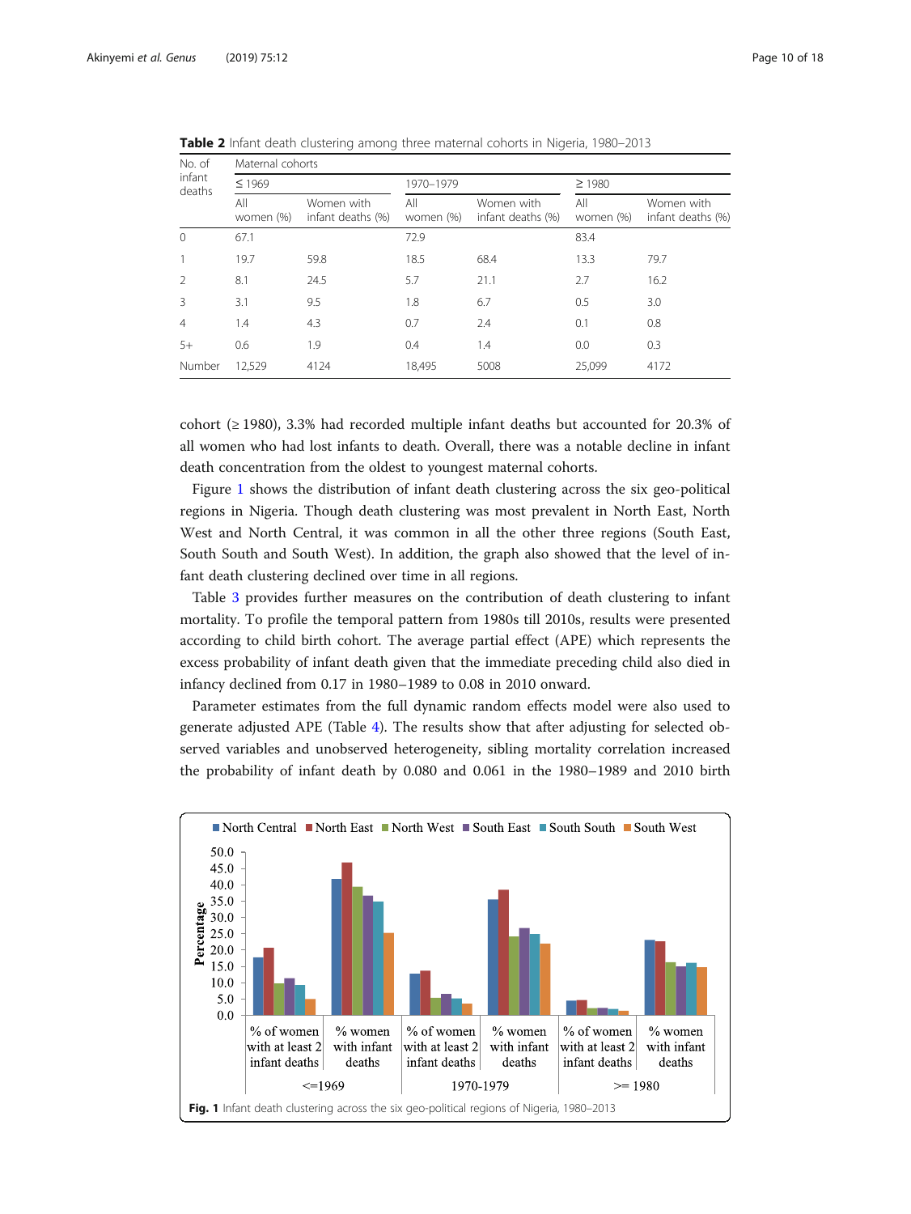**Table 2** Infant death clustering among three maternal cohorts in Nigeria, 1980–2013

| No. of infant deaths | Maternal cohorts | | | | | |
|---|---|---|---|---|---|---|
| | ≤ 1969 | | 1970–1979 | | ≥ 1980 | |
| | All women (%) | Women with infant deaths (%) | All women (%) | Women with infant deaths (%) | All women (%) | Women with infant deaths (%) |
| 0 | 67.1 | | 72.9 | | 83.4 | |
| 1 | 19.7 | 59.8 | 18.5 | 68.4 | 13.3 | 79.7 |
| 2 | 8.1 | 24.5 | 5.7 | 21.1 | 2.7 | 16.2 |
| 3 | 3.1 | 9.5 | 1.8 | 6.7 | 0.5 | 3.0 |
| 4 | 1.4 | 4.3 | 0.7 | 2.4 | 0.1 | 0.8 |
| 5+ | 0.6 | 1.9 | 0.4 | 1.4 | 0.0 | 0.3 |
| Number | 12,529 | 4124 | 18,495 | 5008 | 25,099 | 4172 |

cohort (≥ 1980), 3.3% had recorded multiple infant deaths but accounted for 20.3% of all women who had lost infants to death. Overall, there was a notable decline in infant death concentration from the oldest to youngest maternal cohorts.

Figure 1 shows the distribution of infant death clustering across the six geo-political regions in Nigeria. Though death clustering was most prevalent in North East, North West and North Central, it was common in all the other three regions (South East, South South and South West). In addition, the graph also showed that the level of infant death clustering declined over time in all regions.

Table 3 provides further measures on the contribution of death clustering to infant mortality. To profile the temporal pattern from 1980s till 2010s, results were presented according to child birth cohort. The average partial effect (APE) which represents the excess probability of infant death given that the immediate preceding child also died in infancy declined from 0.17 in 1980–1989 to 0.08 in 2010 onward.

Parameter estimates from the full dynamic random effects model were also used to generate adjusted APE (Table 4). The results show that after adjusting for selected observed variables and unobserved heterogeneity, sibling mortality correlation increased the probability of infant death by 0.080 and 0.061 in the 1980–1989 and 2010 birth

**Fig. 1** Infant death clustering across the six geo-political regions of Nigeria, 1980–2013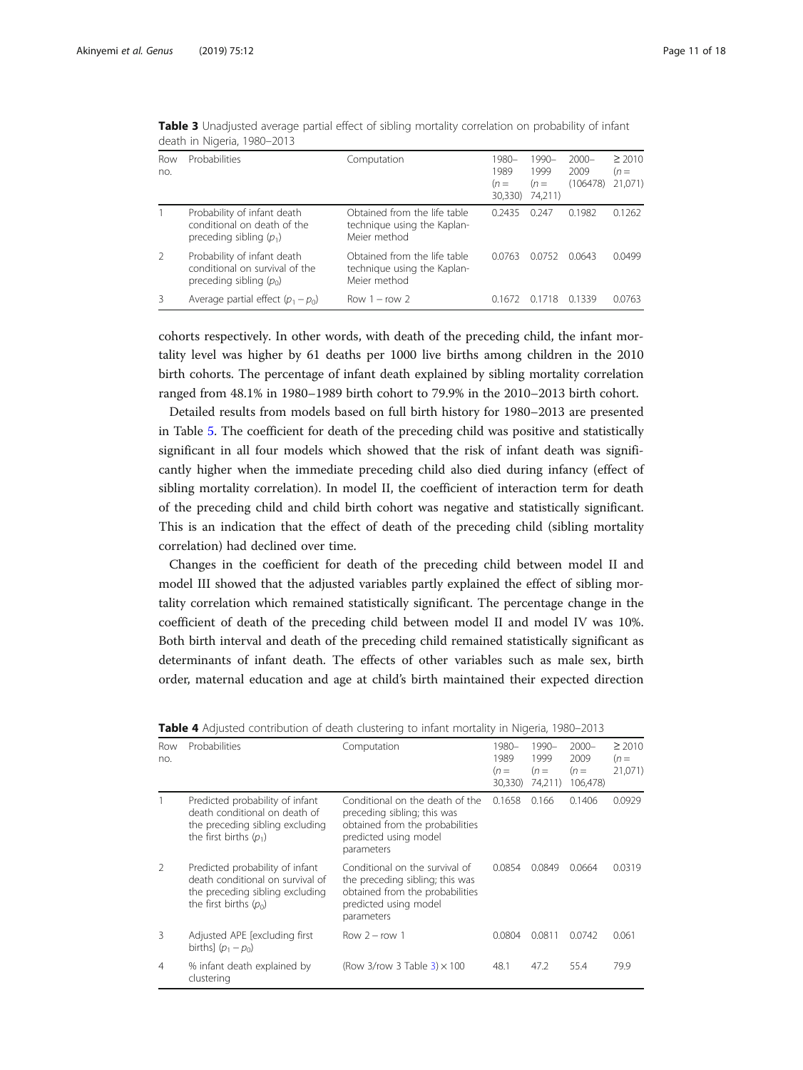**Table 3** Unadjusted average partial effect of sibling mortality correlation on probability of infant death in Nigeria, 1980–2013

| Row no. | Probabilities | Computation | 1980–1989 ($n$ = 30,330) | 1990–1999 ($n$ = 74,211) | 2000–2009 (106478) | ≥ 2010 ($n$ = 21,071) |
|---|---|---|---|---|---|---|
| 1 | Probability of infant death conditional on death of the preceding sibling ($p_1$) | Obtained from the life table technique using the Kaplan-Meier method | 0.2435 | 0.247 | 0.1982 | 0.1262 |
| 2 | Probability of infant death conditional on survival of the preceding sibling ($p_0$) | Obtained from the life table technique using the Kaplan-Meier method | 0.0763 | 0.0752 | 0.0643 | 0.0499 |
| 3 | Average partial effect ($p_1 - p_0$) | Row 1 – row 2 | 0.1672 | 0.1718 | 0.1339 | 0.0763 |

cohorts respectively. In other words, with death of the preceding child, the infant mortality level was higher by 61 deaths per 1000 live births among children in the 2010 birth cohorts. The percentage of infant death explained by sibling mortality correlation ranged from 48.1% in 1980–1989 birth cohort to 79.9% in the 2010–2013 birth cohort.

Detailed results from models based on full birth history for 1980–2013 are presented in Table 5. The coefficient for death of the preceding child was positive and statistically significant in all four models which showed that the risk of infant death was significantly higher when the immediate preceding child also died during infancy (effect of sibling mortality correlation). In model II, the coefficient of interaction term for death of the preceding child and child birth cohort was negative and statistically significant. This is an indication that the effect of death of the preceding child (sibling mortality correlation) had declined over time.

Changes in the coefficient for death of the preceding child between model II and model III showed that the adjusted variables partly explained the effect of sibling mortality correlation which remained statistically significant. The percentage change in the coefficient of death of the preceding child between model II and model IV was 10%. Both birth interval and death of the preceding child remained statistically significant as determinants of infant death. The effects of other variables such as male sex, birth order, maternal education and age at child's birth maintained their expected direction

**Table 4** Adjusted contribution of death clustering to infant mortality in Nigeria, 1980–2013

| Row no. | Probabilities | Computation | 1980–1989 ($n$ = 30,330) | 1990–1999 ($n$ = 74,211) | 2000–2009 ($n$ = 106,478) | ≥ 2010 ($n$ = 21,071) |
|---|---|---|---|---|---|---|
| 1 | Predicted probability of infant death conditional on death of the preceding sibling excluding the first births ($p_1$) | Conditional on the death of the preceding sibling; this was obtained from the probabilities predicted using model parameters | 0.1658 | 0.166 | 0.1406 | 0.0929 |
| 2 | Predicted probability of infant death conditional on survival of the preceding sibling excluding the first births ($p_0$) | Conditional on the survival of the preceding sibling; this was obtained from the probabilities predicted using model parameters | 0.0854 | 0.0849 | 0.0664 | 0.0319 |
| 3 | Adjusted APE [excluding first births] ($p_1 - p_0$) | Row 2 – row 1 | 0.0804 | 0.0811 | 0.0742 | 0.061 |
| 4 | % infant death explained by clustering | (Row 3/row 3 Table 3) × 100 | 48.1 | 47.2 | 55.4 | 79.9 |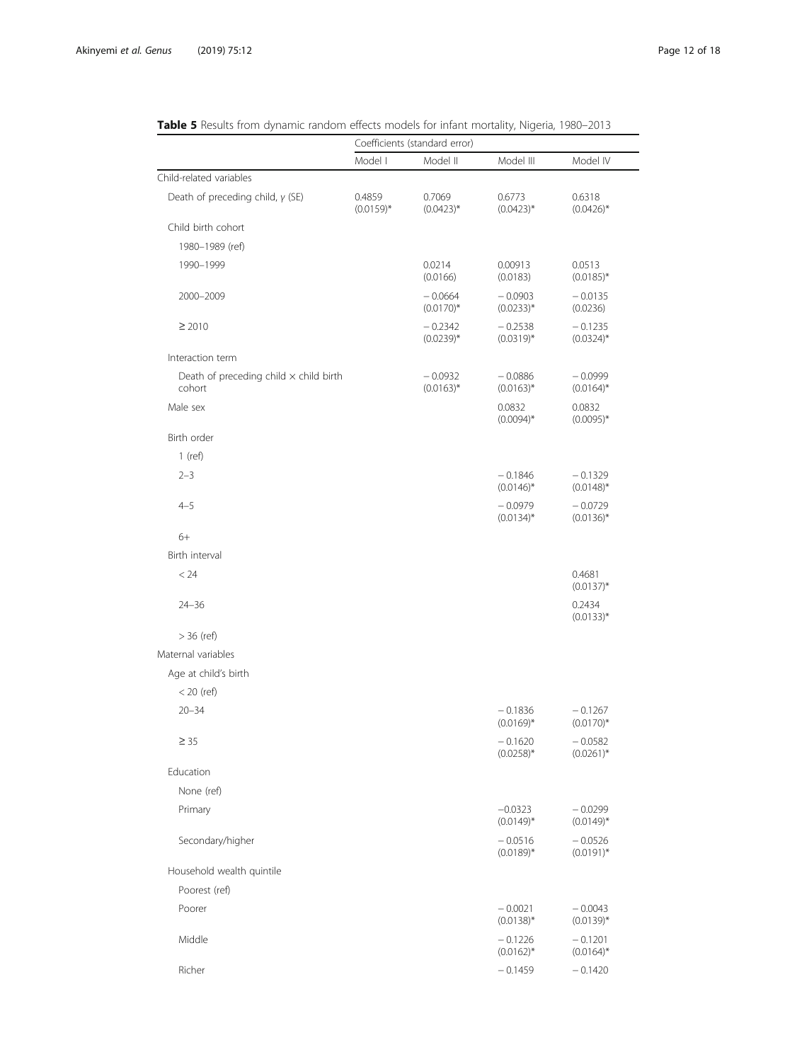**Table 5** Results from dynamic random effects models for infant mortality, Nigeria, 1980–2013

| | Coefficients (standard error) | | | |
|---|---|---|---|---|
| | Model I | Model II | Model III | Model IV |
| Child-related variables | | | | |
| Death of preceding child, γ (SE) | 0.4859 (0.0159)* | 0.7069 (0.0423)* | 0.6773 (0.0423)* | 0.6318 (0.0426)* |
| Child birth cohort | | | | |
| 1980–1989 (ref) | | | | |
| 1990–1999 | | 0.0214 (0.0166) | 0.00913 (0.0183) | 0.0513 (0.0185)* |
| 2000–2009 | | − 0.0664 (0.0170)* | − 0.0903 (0.0233)* | − 0.0135 (0.0236) |
| ≥ 2010 | | − 0.2342 (0.0239)* | − 0.2538 (0.0319)* | − 0.1235 (0.0324)* |
| Interaction term | | | | |
| Death of preceding child × child birth cohort | | − 0.0932 (0.0163)* | − 0.0886 (0.0163)* | − 0.0999 (0.0164)* |
| Male sex | | | 0.0832 (0.0094)* | 0.0832 (0.0095)* |
| Birth order | | | | |
| 1 (ref) | | | | |
| 2–3 | | | − 0.1846 (0.0146)* | − 0.1329 (0.0148)* |
| 4–5 | | | − 0.0979 (0.0134)* | − 0.0729 (0.0136)* |
| 6+ | | | | |
| Birth interval | | | | |
| < 24 | | | | 0.4681 (0.0137)* |
| 24–36 | | | | 0.2434 (0.0133)* |
| > 36 (ref) | | | | |
| Maternal variables | | | | |
| Age at child's birth | | | | |
| < 20 (ref) | | | | |
| 20–34 | | | − 0.1836 (0.0169)* | − 0.1267 (0.0170)* |
| ≥ 35 | | | − 0.1620 (0.0258)* | − 0.0582 (0.0261)* |
| Education | | | | |
| None (ref) | | | | |
| Primary | | | −0.0323 (0.0149)* | − 0.0299 (0.0149)* |
| Secondary/higher | | | − 0.0516 (0.0189)* | − 0.0526 (0.0191)* |
| Household wealth quintile | | | | |
| Poorest (ref) | | | | |
| Poorer | | | − 0.0021 (0.0138)* | − 0.0043 (0.0139)* |
| Middle | | | − 0.1226 (0.0162)* | − 0.1201 (0.0164)* |
| Richer | | | − 0.1459 | − 0.1420 |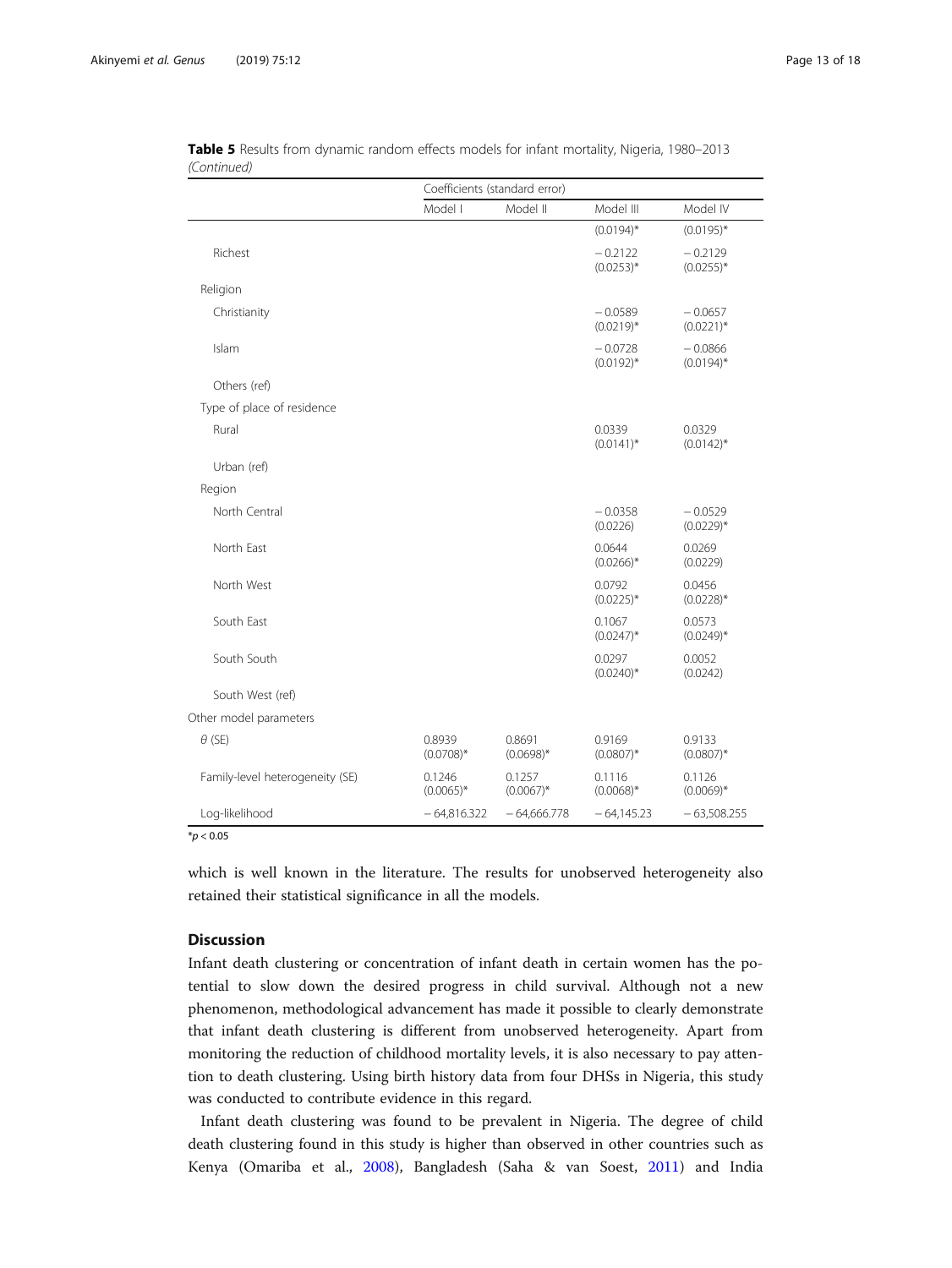**Table 5** Results from dynamic random effects models for infant mortality, Nigeria, 1980–2013 *(Continued)*

| | Coefficients (standard error) | | | |
|---|---|---|---|---|
| | Model I | Model II | Model III | Model IV |
| | | | (0.0194)* | (0.0195)* |
| Richest | | | −0.2122 (0.0253)* | −0.2129 (0.0255)* |
| Religion | | | | |
| Christianity | | | −0.0589 (0.0219)* | −0.0657 (0.0221)* |
| Islam | | | −0.0728 (0.0192)* | −0.0866 (0.0194)* |
| Others (ref) | | | | |
| Type of place of residence | | | | |
| Rural | | | 0.0339 (0.0141)* | 0.0329 (0.0142)* |
| Urban (ref) | | | | |
| Region | | | | |
| North Central | | | −0.0358 (0.0226) | −0.0529 (0.0229)* |
| North East | | | 0.0644 (0.0266)* | 0.0269 (0.0229) |
| North West | | | 0.0792 (0.0225)* | 0.0456 (0.0228)* |
| South East | | | 0.1067 (0.0247)* | 0.0573 (0.0249)* |
| South South | | | 0.0297 (0.0240)* | 0.0052 (0.0242) |
| South West (ref) | | | | |
| Other model parameters | | | | |
| $\theta$ (SE) | 0.8939 (0.0708)* | 0.8691 (0.0698)* | 0.9169 (0.0807)* | 0.9133 (0.0807)* |
| Family-level heterogeneity (SE) | 0.1246 (0.0065)* | 0.1257 (0.0067)* | 0.1116 (0.0068)* | 0.1126 (0.0069)* |
| Log-likelihood | −64,816.322 | −64,666.778 | −64,145.23 | −63,508.255 |

*$p < 0.05$

which is well known in the literature. The results for unobserved heterogeneity also retained their statistical significance in all the models.

## Discussion

Infant death clustering or concentration of infant death in certain women has the potential to slow down the desired progress in child survival. Although not a new phenomenon, methodological advancement has made it possible to clearly demonstrate that infant death clustering is different from unobserved heterogeneity. Apart from monitoring the reduction of childhood mortality levels, it is also necessary to pay attention to death clustering. Using birth history data from four DHSs in Nigeria, this study was conducted to contribute evidence in this regard.

Infant death clustering was found to be prevalent in Nigeria. The degree of child death clustering found in this study is higher than observed in other countries such as Kenya (Omariba et al., 2008), Bangladesh (Saha & van Soest, 2011) and India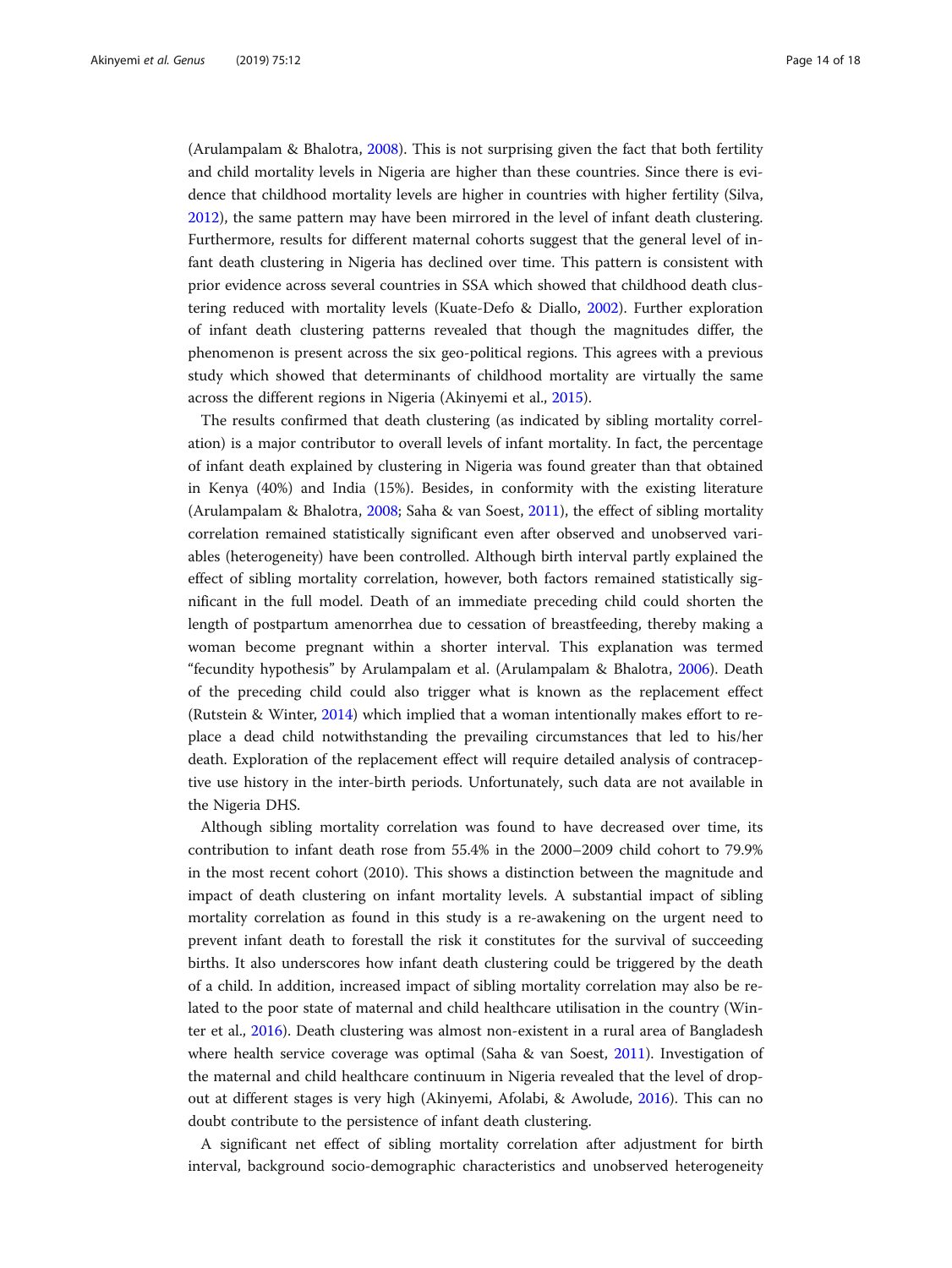(Arulampalam & Bhalotra, 2008). This is not surprising given the fact that both fertility and child mortality levels in Nigeria are higher than these countries. Since there is evidence that childhood mortality levels are higher in countries with higher fertility (Silva, 2012), the same pattern may have been mirrored in the level of infant death clustering. Furthermore, results for different maternal cohorts suggest that the general level of infant death clustering in Nigeria has declined over time. This pattern is consistent with prior evidence across several countries in SSA which showed that childhood death clustering reduced with mortality levels (Kuate-Defo & Diallo, 2002). Further exploration of infant death clustering patterns revealed that though the magnitudes differ, the phenomenon is present across the six geo-political regions. This agrees with a previous study which showed that determinants of childhood mortality are virtually the same across the different regions in Nigeria (Akinyemi et al., 2015).

The results confirmed that death clustering (as indicated by sibling mortality correlation) is a major contributor to overall levels of infant mortality. In fact, the percentage of infant death explained by clustering in Nigeria was found greater than that obtained in Kenya (40%) and India (15%). Besides, in conformity with the existing literature (Arulampalam & Bhalotra, 2008; Saha & van Soest, 2011), the effect of sibling mortality correlation remained statistically significant even after observed and unobserved variables (heterogeneity) have been controlled. Although birth interval partly explained the effect of sibling mortality correlation, however, both factors remained statistically significant in the full model. Death of an immediate preceding child could shorten the length of postpartum amenorrhea due to cessation of breastfeeding, thereby making a woman become pregnant within a shorter interval. This explanation was termed "fecundity hypothesis" by Arulampalam et al. (Arulampalam & Bhalotra, 2006). Death of the preceding child could also trigger what is known as the replacement effect (Rutstein & Winter, 2014) which implied that a woman intentionally makes effort to replace a dead child notwithstanding the prevailing circumstances that led to his/her death. Exploration of the replacement effect will require detailed analysis of contraceptive use history in the inter-birth periods. Unfortunately, such data are not available in the Nigeria DHS.

Although sibling mortality correlation was found to have decreased over time, its contribution to infant death rose from 55.4% in the 2000–2009 child cohort to 79.9% in the most recent cohort (2010). This shows a distinction between the magnitude and impact of death clustering on infant mortality levels. A substantial impact of sibling mortality correlation as found in this study is a re-awakening on the urgent need to prevent infant death to forestall the risk it constitutes for the survival of succeeding births. It also underscores how infant death clustering could be triggered by the death of a child. In addition, increased impact of sibling mortality correlation may also be related to the poor state of maternal and child healthcare utilisation in the country (Winter et al., 2016). Death clustering was almost non-existent in a rural area of Bangladesh where health service coverage was optimal (Saha & van Soest, 2011). Investigation of the maternal and child healthcare continuum in Nigeria revealed that the level of dropout at different stages is very high (Akinyemi, Afolabi, & Awolude, 2016). This can no doubt contribute to the persistence of infant death clustering.

A significant net effect of sibling mortality correlation after adjustment for birth interval, background socio-demographic characteristics and unobserved heterogeneity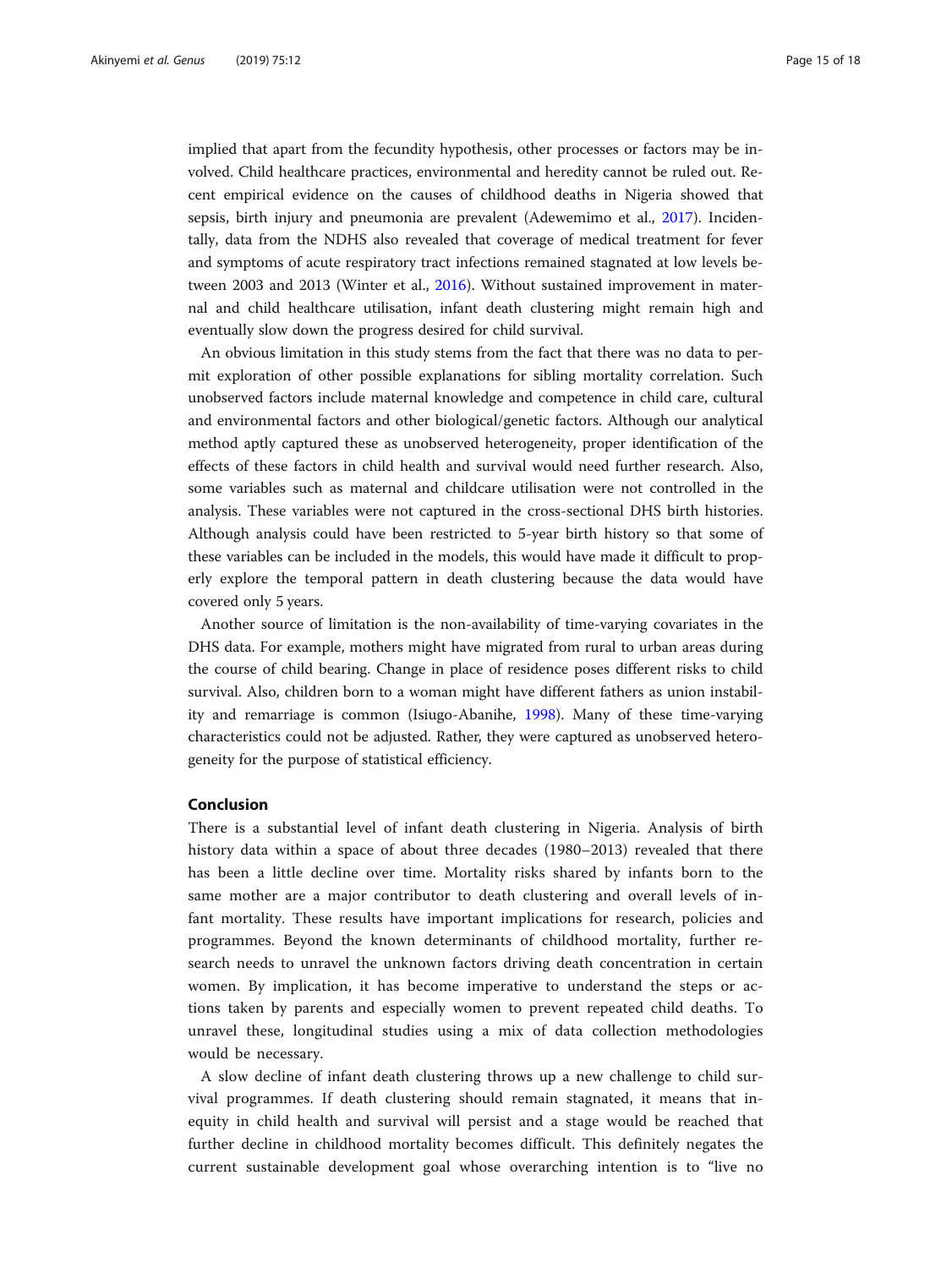implied that apart from the fecundity hypothesis, other processes or factors may be involved. Child healthcare practices, environmental and heredity cannot be ruled out. Recent empirical evidence on the causes of childhood deaths in Nigeria showed that sepsis, birth injury and pneumonia are prevalent (Adewemimo et al., 2017). Incidentally, data from the NDHS also revealed that coverage of medical treatment for fever and symptoms of acute respiratory tract infections remained stagnated at low levels between 2003 and 2013 (Winter et al., 2016). Without sustained improvement in maternal and child healthcare utilisation, infant death clustering might remain high and eventually slow down the progress desired for child survival.

An obvious limitation in this study stems from the fact that there was no data to permit exploration of other possible explanations for sibling mortality correlation. Such unobserved factors include maternal knowledge and competence in child care, cultural and environmental factors and other biological/genetic factors. Although our analytical method aptly captured these as unobserved heterogeneity, proper identification of the effects of these factors in child health and survival would need further research. Also, some variables such as maternal and childcare utilisation were not controlled in the analysis. These variables were not captured in the cross-sectional DHS birth histories. Although analysis could have been restricted to 5-year birth history so that some of these variables can be included in the models, this would have made it difficult to properly explore the temporal pattern in death clustering because the data would have covered only 5 years.

Another source of limitation is the non-availability of time-varying covariates in the DHS data. For example, mothers might have migrated from rural to urban areas during the course of child bearing. Change in place of residence poses different risks to child survival. Also, children born to a woman might have different fathers as union instability and remarriage is common (Isiugo-Abanihe, 1998). Many of these time-varying characteristics could not be adjusted. Rather, they were captured as unobserved heterogeneity for the purpose of statistical efficiency.

## Conclusion

There is a substantial level of infant death clustering in Nigeria. Analysis of birth history data within a space of about three decades (1980–2013) revealed that there has been a little decline over time. Mortality risks shared by infants born to the same mother are a major contributor to death clustering and overall levels of infant mortality. These results have important implications for research, policies and programmes. Beyond the known determinants of childhood mortality, further research needs to unravel the unknown factors driving death concentration in certain women. By implication, it has become imperative to understand the steps or actions taken by parents and especially women to prevent repeated child deaths. To unravel these, longitudinal studies using a mix of data collection methodologies would be necessary.

A slow decline of infant death clustering throws up a new challenge to child survival programmes. If death clustering should remain stagnated, it means that inequity in child health and survival will persist and a stage would be reached that further decline in childhood mortality becomes difficult. This definitely negates the current sustainable development goal whose overarching intention is to "live no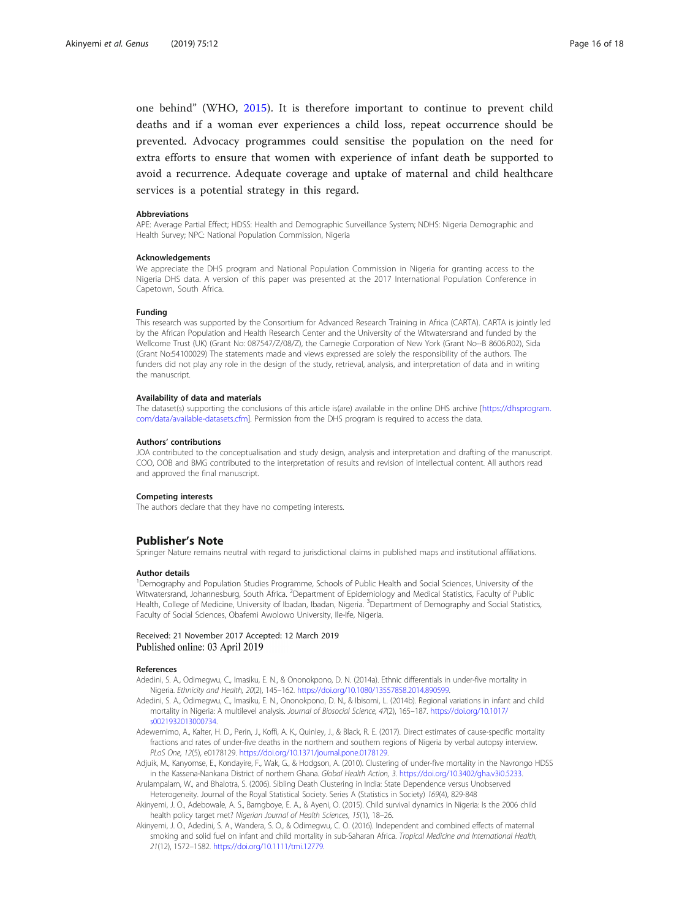one behind" (WHO, 2015). It is therefore important to continue to prevent child deaths and if a woman ever experiences a child loss, repeat occurrence should be prevented. Advocacy programmes could sensitise the population on the need for extra efforts to ensure that women with experience of infant death be supported to avoid a recurrence. Adequate coverage and uptake of maternal and child healthcare services is a potential strategy in this regard.

#### Abbreviations

APE: Average Partial Effect; HDSS: Health and Demographic Surveillance System; NDHS: Nigeria Demographic and Health Survey; NPC: National Population Commission, Nigeria

#### Acknowledgements

We appreciate the DHS program and National Population Commission in Nigeria for granting access to the Nigeria DHS data. A version of this paper was presented at the 2017 International Population Conference in Capetown, South Africa.

#### Funding

This research was supported by the Consortium for Advanced Research Training in Africa (CARTA). CARTA is jointly led by the African Population and Health Research Center and the University of the Witwatersrand and funded by the Wellcome Trust (UK) (Grant No: 087547/Z/08/Z), the Carnegie Corporation of New York (Grant No--B 8606.R02), Sida (Grant No:54100029) The statements made and views expressed are solely the responsibility of the authors. The funders did not play any role in the design of the study, retrieval, analysis, and interpretation of data and in writing the manuscript.

#### Availability of data and materials

The dataset(s) supporting the conclusions of this article is(are) available in the online DHS archive [https://dhsprogram.com/data/available-datasets.cfm]. Permission from the DHS program is required to access the data.

#### Authors' contributions

JOA contributed to the conceptualisation and study design, analysis and interpretation and drafting of the manuscript. COO, OOB and BMG contributed to the interpretation of results and revision of intellectual content. All authors read and approved the final manuscript.

#### Competing interests

The authors declare that they have no competing interests.

## Publisher's Note

Springer Nature remains neutral with regard to jurisdictional claims in published maps and institutional affiliations.

#### Author details

[1]Demography and Population Studies Programme, Schools of Public Health and Social Sciences, University of the Witwatersrand, Johannesburg, South Africa. [2]Department of Epidemiology and Medical Statistics, Faculty of Public Health, College of Medicine, University of Ibadan, Ibadan, Nigeria. [3]Department of Demography and Social Statistics, Faculty of Social Sciences, Obafemi Awolowo University, Ile-Ife, Nigeria.

Received: 21 November 2017 Accepted: 12 March 2019
Published online: 03 April 2019

#### References

Adedini, S. A., Odimegwu, C., Imasiku, E. N., & Ononokpono, D. N. (2014a). Ethnic differentials in under-five mortality in Nigeria. *Ethnicity and Health, 20*(2), 145–162. https://doi.org/10.1080/13557858.2014.890599.

Adedini, S. A., Odimegwu, C., Imasiku, E. N., Ononokpono, D. N., & Ibisomi, L. (2014b). Regional variations in infant and child mortality in Nigeria: A multilevel analysis. *Journal of Biosocial Science, 47*(2), 165–187. https://doi.org/10.1017/s0021932013000734.

Adewemimo, A., Kalter, H. D., Perin, J., Koffi, A. K., Quinley, J., & Black, R. E. (2017). Direct estimates of cause-specific mortality fractions and rates of under-five deaths in the northern and southern regions of Nigeria by verbal autopsy interview. *PLoS One, 12*(5), e0178129. https://doi.org/10.1371/journal.pone.0178129.

Adjuik, M., Kanyomse, E., Kondayire, F., Wak, G., & Hodgson, A. (2010). Clustering of under-five mortality in the Navrongo HDSS in the Kassena-Nankana District of northern Ghana. *Global Health Action, 3*. https://doi.org/10.3402/gha.v3i0.5233.

Arulampalam, W., and Bhalotra, S. (2006). Sibling Death Clustering in India: State Dependence versus Unobserved Heterogeneity. Journal of the Royal Statistical Society. Series A (Statistics in Society) 169(4), 829-848

Akinyemi, J. O., Adebowale, A. S., Bamgboye, E. A., & Ayeni, O. (2015). Child survival dynamics in Nigeria: Is the 2006 child health policy target met? *Nigerian Journal of Health Sciences, 15*(1), 18–26.

Akinyemi, J. O., Adedini, S. A., Wandera, S. O., & Odimegwu, C. O. (2016). Independent and combined effects of maternal smoking and solid fuel on infant and child mortality in sub-Saharan Africa. *Tropical Medicine and International Health, 21*(12), 1572–1582. https://doi.org/10.1111/tmi.12779.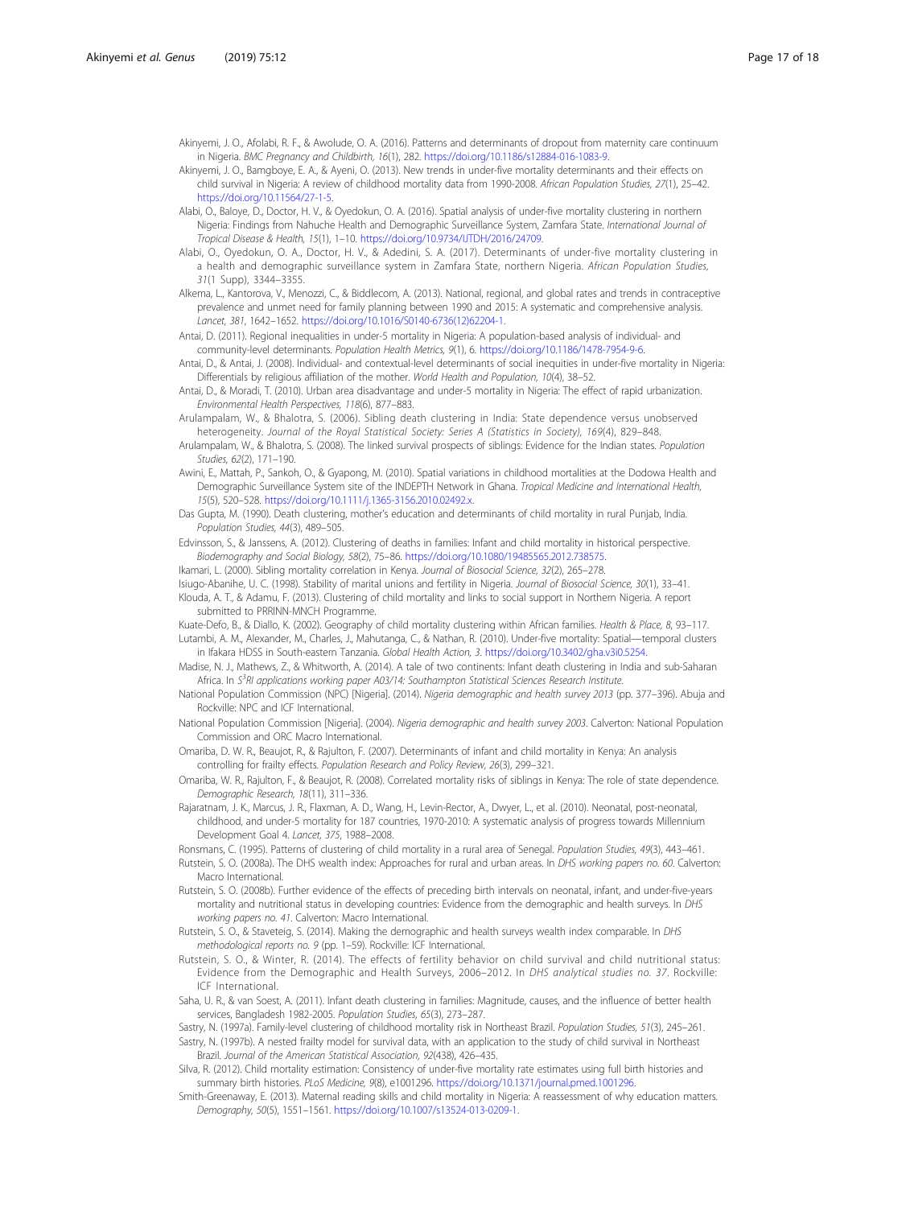Akinyemi, J. O., Afolabi, R. F., & Awolude, O. A. (2016). Patterns and determinants of dropout from maternity care continuum in Nigeria. *BMC Pregnancy and Childbirth, 16*(1), 282. https://doi.org/10.1186/s12884-016-1083-9.

Akinyemi, J. O., Bamgboye, E. A., & Ayeni, O. (2013). New trends in under-five mortality determinants and their effects on child survival in Nigeria: A review of childhood mortality data from 1990-2008. *African Population Studies, 27*(1), 25–42. https://doi.org/10.11564/27-1-5.

Alabi, O., Baloye, D., Doctor, H. V., & Oyedokun, O. A. (2016). Spatial analysis of under-five mortality clustering in northern Nigeria: Findings from Nahuche Health and Demographic Surveillance System, Zamfara State. *International Journal of Tropical Disease & Health, 15*(1), 1–10. https://doi.org/10.9734/IJTDH/2016/24709.

Alabi, O., Oyedokun, O. A., Doctor, H. V., & Adedini, S. A. (2017). Determinants of under-five mortality clustering in a health and demographic surveillance system in Zamfara State, northern Nigeria. *African Population Studies, 31*(1 Supp), 3344–3355.

Alkema, L., Kantorova, V., Menozzi, C., & Biddlecom, A. (2013). National, regional, and global rates and trends in contraceptive prevalence and unmet need for family planning between 1990 and 2015: A systematic and comprehensive analysis. *Lancet, 381*, 1642–1652. https://doi.org/10.1016/S0140-6736(12)62204-1.

Antai, D. (2011). Regional inequalities in under-5 mortality in Nigeria: A population-based analysis of individual- and community-level determinants. *Population Health Metrics, 9*(1), 6. https://doi.org/10.1186/1478-7954-9-6.

Antai, D., & Antai, J. (2008). Individual- and contextual-level determinants of social inequities in under-five mortality in Nigeria: Differentials by religious affiliation of the mother. *World Health and Population, 10*(4), 38–52.

Antai, D., & Moradi, T. (2010). Urban area disadvantage and under-5 mortality in Nigeria: The effect of rapid urbanization. *Environmental Health Perspectives, 118*(6), 877–883.

Arulampalam, W., & Bhalotra, S. (2006). Sibling death clustering in India: State dependence versus unobserved heterogeneity. *Journal of the Royal Statistical Society: Series A (Statistics in Society), 169*(4), 829–848.

Arulampalam, W., & Bhalotra, S. (2008). The linked survival prospects of siblings: Evidence for the Indian states. *Population Studies, 62*(2), 171–190.

Awini, E., Mattah, P., Sankoh, O., & Gyapong, M. (2010). Spatial variations in childhood mortalities at the Dodowa Health and Demographic Surveillance System site of the INDEPTH Network in Ghana. *Tropical Medicine and International Health, 15*(5), 520–528. https://doi.org/10.1111/j.1365-3156.2010.02492.x.

Das Gupta, M. (1990). Death clustering, mother's education and determinants of child mortality in rural Punjab, India. *Population Studies, 44*(3), 489–505.

Edvinsson, S., & Janssens, A. (2012). Clustering of deaths in families: Infant and child mortality in historical perspective. *Biodemography and Social Biology, 58*(2), 75–86. https://doi.org/10.1080/19485565.2012.738575.

Ikamari, L. (2000). Sibling mortality correlation in Kenya. *Journal of Biosocial Science, 32*(2), 265–278.

Isiugo-Abanihe, U. C. (1998). Stability of marital unions and fertility in Nigeria. *Journal of Biosocial Science, 30*(1), 33–41.

Klouda, A. T., & Adamu, F. (2013). Clustering of child mortality and links to social support in Northern Nigeria. A report submitted to PRRINN-MNCH Programme.

Kuate-Defo, B., & Diallo, K. (2002). Geography of child mortality clustering within African families. *Health & Place, 8*, 93–117.

Lutambi, A. M., Alexander, M., Charles, J., Mahutanga, C., & Nathan, R. (2010). Under-five mortality: Spatial—temporal clusters in Ifakara HDSS in South-eastern Tanzania. *Global Health Action, 3*. https://doi.org/10.3402/gha.v3i0.5254.

Madise, N. J., Mathews, Z., & Whitworth, A. (2014). A tale of two continents: Infant death clustering in India and sub-Saharan Africa. In *$S^3$RI applications working paper A03/14: Southampton Statistical Sciences Research Institute*.

National Population Commission (NPC) [Nigeria]. (2014). *Nigeria demographic and health survey 2013* (pp. 377–396). Abuja and Rockville: NPC and ICF International.

National Population Commission [Nigeria]. (2004). *Nigeria demographic and health survey 2003*. Calverton: National Population Commission and ORC Macro International.

Omariba, D. W. R., Beaujot, R., & Rajulton, F. (2007). Determinants of infant and child mortality in Kenya: An analysis controlling for frailty effects. *Population Research and Policy Review, 26*(3), 299–321.

Omariba, W. R., Rajulton, F., & Beaujot, R. (2008). Correlated mortality risks of siblings in Kenya: The role of state dependence. *Demographic Research, 18*(11), 311–336.

Rajaratnam, J. K., Marcus, J. R., Flaxman, A. D., Wang, H., Levin-Rector, A., Dwyer, L., et al. (2010). Neonatal, post-neonatal, childhood, and under-5 mortality for 187 countries, 1970-2010: A systematic analysis of progress towards Millennium Development Goal 4. *Lancet, 375*, 1988–2008.

Ronsmans, C. (1995). Patterns of clustering of child mortality in a rural area of Senegal. *Population Studies, 49*(3), 443–461.

Rutstein, S. O. (2008a). The DHS wealth index: Approaches for rural and urban areas. In *DHS working papers no. 60*. Calverton: Macro International.

Rutstein, S. O. (2008b). Further evidence of the effects of preceding birth intervals on neonatal, infant, and under-five-years mortality and nutritional status in developing countries: Evidence from the demographic and health surveys. In *DHS working papers no. 41*. Calverton: Macro International.

Rutstein, S. O., & Staveteig, S. (2014). Making the demographic and health surveys wealth index comparable. In *DHS methodological reports no. 9* (pp. 1–59). Rockville: ICF International.

Rutstein, S. O., & Winter, R. (2014). The effects of fertility behavior on child survival and child nutritional status: Evidence from the Demographic and Health Surveys, 2006–2012. In *DHS analytical studies no. 37*. Rockville: ICF International.

Saha, U. R., & van Soest, A. (2011). Infant death clustering in families: Magnitude, causes, and the influence of better health services, Bangladesh 1982-2005. *Population Studies, 65*(3), 273–287.

Sastry, N. (1997a). Family-level clustering of childhood mortality risk in Northeast Brazil. *Population Studies, 51*(3), 245–261.

Sastry, N. (1997b). A nested frailty model for survival data, with an application to the study of child survival in Northeast Brazil. *Journal of the American Statistical Association, 92*(438), 426–435.

Silva, R. (2012). Child mortality estimation: Consistency of under-five mortality rate estimates using full birth histories and summary birth histories. *PLoS Medicine, 9*(8), e1001296. https://doi.org/10.1371/journal.pmed.1001296.

Smith-Greenaway, E. (2013). Maternal reading skills and child mortality in Nigeria: A reassessment of why education matters. *Demography, 50*(5), 1551–1561. https://doi.org/10.1007/s13524-013-0209-1.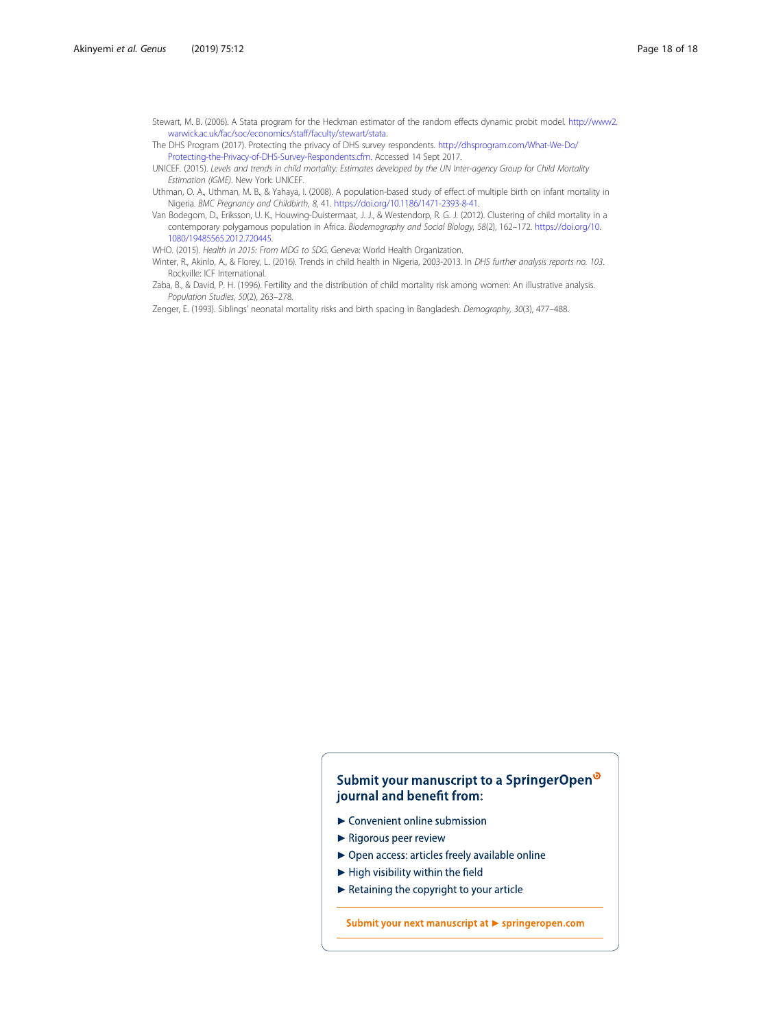Stewart, M. B. (2006). A Stata program for the Heckman estimator of the random effects dynamic probit model. http://www2.warwick.ac.uk/fac/soc/economics/staff/faculty/stewart/stata.

The DHS Program (2017). Protecting the privacy of DHS survey respondents. http://dhsprogram.com/What-We-Do/Protecting-the-Privacy-of-DHS-Survey-Respondents.cfm. Accessed 14 Sept 2017.

UNICEF. (2015). *Levels and trends in child mortality: Estimates developed by the UN Inter-agency Group for Child Mortality Estimation (IGME)*. New York: UNICEF.

Uthman, O. A., Uthman, M. B., & Yahaya, I. (2008). A population-based study of effect of multiple birth on infant mortality in Nigeria. *BMC Pregnancy and Childbirth, 8*, 41. https://doi.org/10.1186/1471-2393-8-41.

Van Bodegom, D., Eriksson, U. K., Houwing-Duistermaat, J. J., & Westendorp, R. G. J. (2012). Clustering of child mortality in a contemporary polygamous population in Africa. *Biodemography and Social Biology, 58*(2), 162–172. https://doi.org/10.1080/19485565.2012.720445.

WHO. (2015). *Health in 2015: From MDG to SDG*. Geneva: World Health Organization.

Winter, R., Akinlo, A., & Florey, L. (2016). Trends in child health in Nigeria, 2003-2013. In *DHS further analysis reports no. 103*. Rockville: ICF International.

Zaba, B., & David, P. H. (1996). Fertility and the distribution of child mortality risk among women: An illustrative analysis. *Population Studies, 50*(2), 263–278.

Zenger, E. (1993). Siblings' neonatal mortality risks and birth spacing in Bangladesh. *Demography, 30*(3), 477–488.

**Submit your manuscript to a SpringerOpen journal and benefit from:**

- ► Convenient online submission
- ► Rigorous peer review
- ► Open access: articles freely available online
- ► High visibility within the field
- ► Retaining the copyright to your article

**Submit your next manuscript at ► springeropen.com**